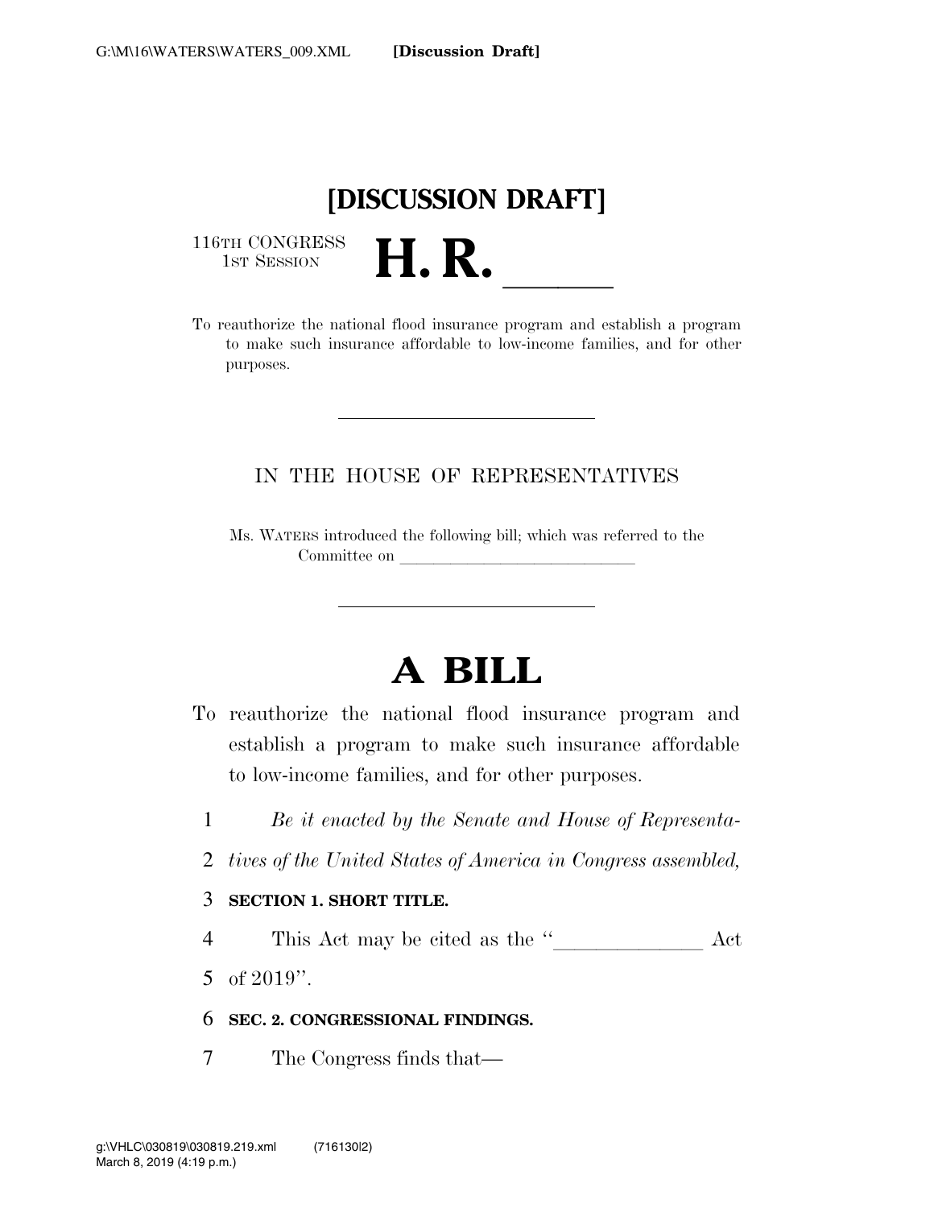**[DISCUSSION DRAFT]**

116TH CONGRESS
1ST SESSION

# H. R. \_\_\_\_\_\_

To reauthorize the national flood insurance program and establish a program to make such insurance affordable to low-income families, and for other purposes.

---

IN THE HOUSE OF REPRESENTATIVES

Ms. WATERS introduced the following bill; which was referred to the Committee on \_\_\_\_\_\_\_\_\_\_\_\_\_\_\_\_\_\_\_\_\_\_\_\_\_\_\_\_\_\_

---

# A BILL

To reauthorize the national flood insurance program and establish a program to make such insurance affordable to low-income families, and for other purposes.

1 *Be it enacted by the Senate and House of Representa-*
2 *tives of the United States of America in Congress assembled,*

3 **SECTION 1. SHORT TITLE.**

4 This Act may be cited as the "\_\_\_\_\_\_\_\_\_\_\_\_\_\_ Act
5 of 2019".

6 **SEC. 2. CONGRESSIONAL FINDINGS.**

7 The Congress finds that—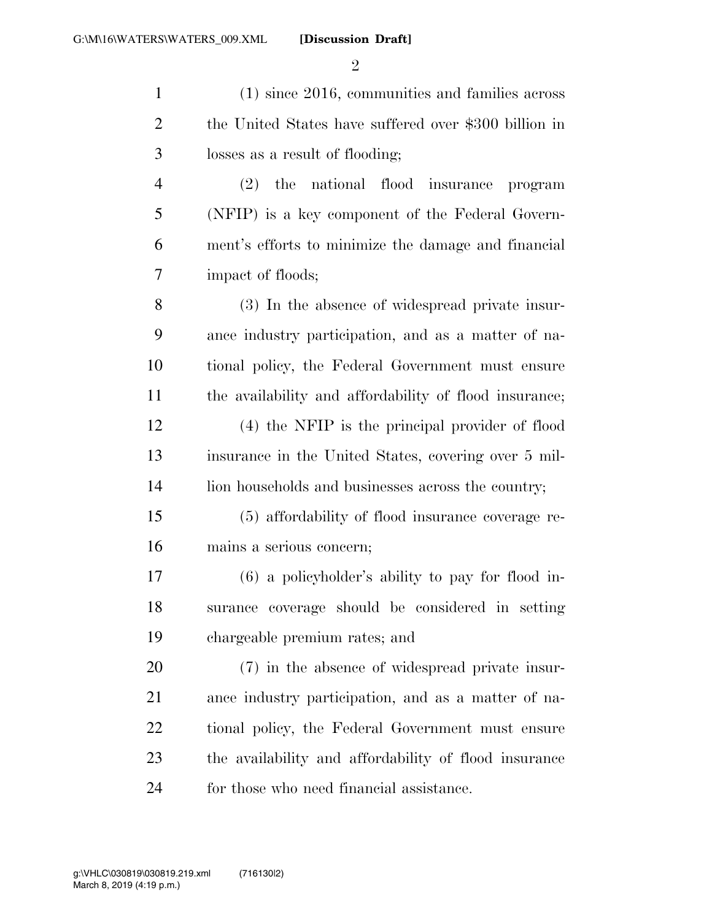(1) since 2016, communities and families across the United States have suffered over $300 billion in losses as a result of flooding;

(2) the national flood insurance program (NFIP) is a key component of the Federal Government's efforts to minimize the damage and financial impact of floods;

(3) In the absence of widespread private insurance industry participation, and as a matter of national policy, the Federal Government must ensure the availability and affordability of flood insurance;

(4) the NFIP is the principal provider of flood insurance in the United States, covering over 5 million households and businesses across the country;

(5) affordability of flood insurance coverage remains a serious concern;

(6) a policyholder's ability to pay for flood insurance coverage should be considered in setting chargeable premium rates; and

(7) in the absence of widespread private insurance industry participation, and as a matter of national policy, the Federal Government must ensure the availability and affordability of flood insurance for those who need financial assistance.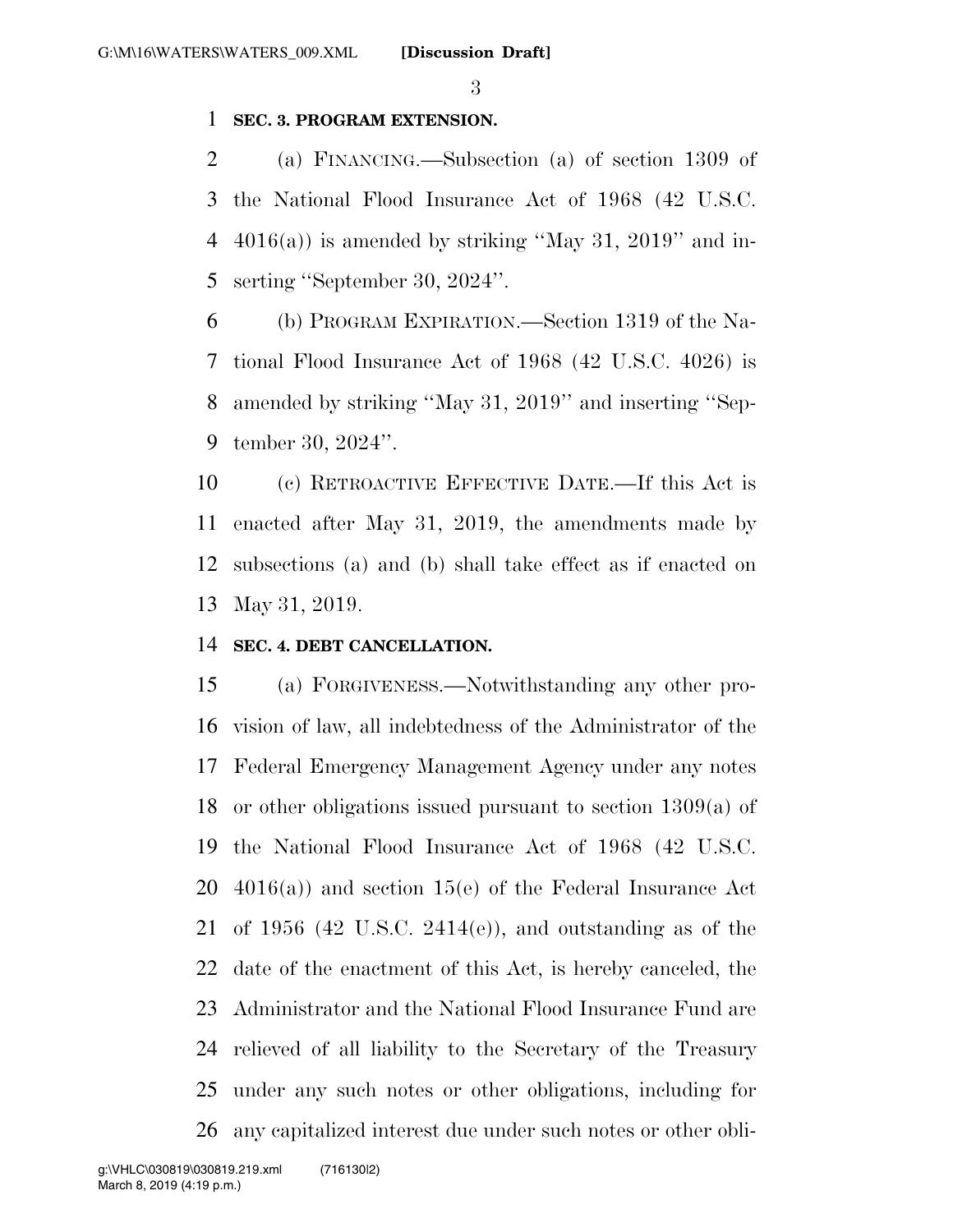**SEC. 3. PROGRAM EXTENSION.**

(a) FINANCING.—Subsection (a) of section 1309 of the National Flood Insurance Act of 1968 (42 U.S.C. 4016(a)) is amended by striking "May 31, 2019" and inserting "September 30, 2024".

(b) PROGRAM EXPIRATION.—Section 1319 of the National Flood Insurance Act of 1968 (42 U.S.C. 4026) is amended by striking "May 31, 2019" and inserting "September 30, 2024".

(c) RETROACTIVE EFFECTIVE DATE.—If this Act is enacted after May 31, 2019, the amendments made by subsections (a) and (b) shall take effect as if enacted on May 31, 2019.

**SEC. 4. DEBT CANCELLATION.**

(a) FORGIVENESS.—Notwithstanding any other provision of law, all indebtedness of the Administrator of the Federal Emergency Management Agency under any notes or other obligations issued pursuant to section 1309(a) of the National Flood Insurance Act of 1968 (42 U.S.C. 4016(a)) and section 15(e) of the Federal Insurance Act of 1956 (42 U.S.C. 2414(e)), and outstanding as of the date of the enactment of this Act, is hereby canceled, the Administrator and the National Flood Insurance Fund are relieved of all liability to the Secretary of the Treasury under any such notes or other obligations, including for any capitalized interest due under such notes or other obli-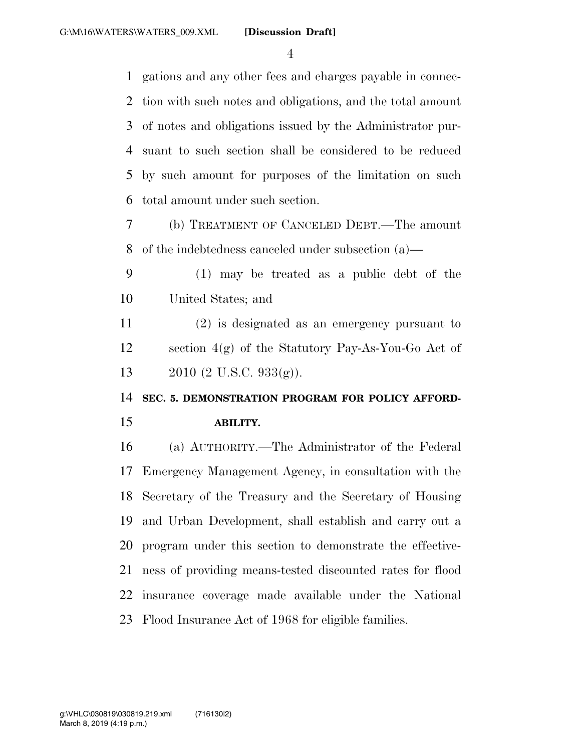gations and any other fees and charges payable in connection with such notes and obligations, and the total amount of notes and obligations issued by the Administrator pursuant to such section shall be considered to be reduced by such amount for purposes of the limitation on such total amount under such section.

(b) TREATMENT OF CANCELED DEBT.—The amount of the indebtedness canceled under subsection (a)—

(1) may be treated as a public debt of the United States; and

(2) is designated as an emergency pursuant to section 4(g) of the Statutory Pay-As-You-Go Act of 2010 (2 U.S.C. 933(g)).

**SEC. 5. DEMONSTRATION PROGRAM FOR POLICY AFFORDABILITY.**

(a) AUTHORITY.—The Administrator of the Federal Emergency Management Agency, in consultation with the Secretary of the Treasury and the Secretary of Housing and Urban Development, shall establish and carry out a program under this section to demonstrate the effectiveness of providing means-tested discounted rates for flood insurance coverage made available under the National Flood Insurance Act of 1968 for eligible families.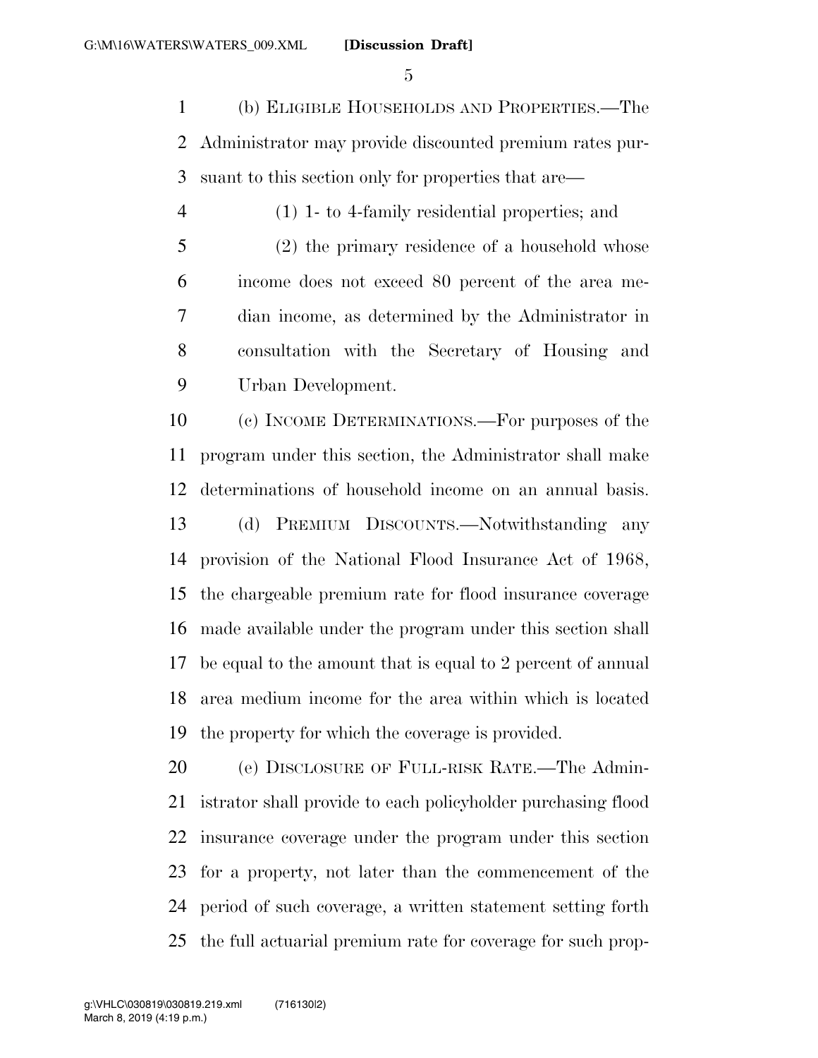(b) Eligible Households and Properties.—The Administrator may provide discounted premium rates pursuant to this section only for properties that are—

(1) 1- to 4-family residential properties; and

(2) the primary residence of a household whose income does not exceed 80 percent of the area median income, as determined by the Administrator in consultation with the Secretary of Housing and Urban Development.

(c) Income Determinations.—For purposes of the program under this section, the Administrator shall make determinations of household income on an annual basis.

(d) Premium Discounts.—Notwithstanding any provision of the National Flood Insurance Act of 1968, the chargeable premium rate for flood insurance coverage made available under the program under this section shall be equal to the amount that is equal to 2 percent of annual area medium income for the area within which is located the property for which the coverage is provided.

(e) Disclosure of Full-risk Rate.—The Administrator shall provide to each policyholder purchasing flood insurance coverage under the program under this section for a property, not later than the commencement of the period of such coverage, a written statement setting forth the full actuarial premium rate for coverage for such prop-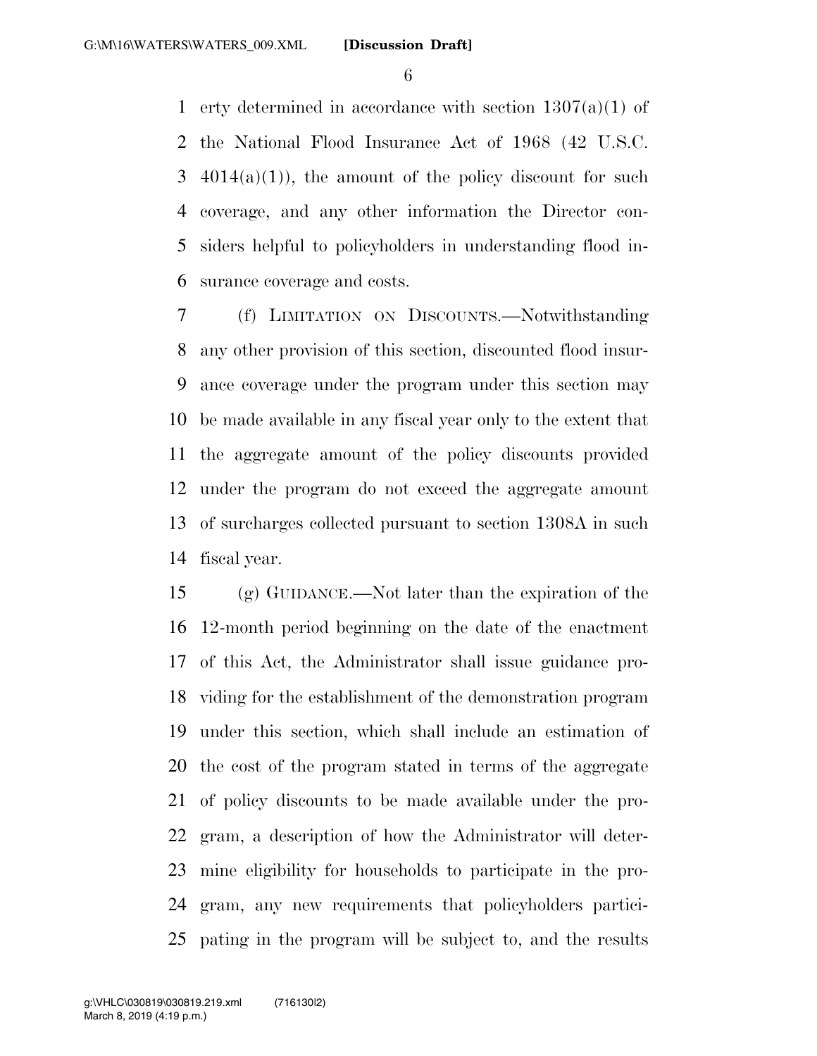erty determined in accordance with section 1307(a)(1) of the National Flood Insurance Act of 1968 (42 U.S.C. 4014(a)(1)), the amount of the policy discount for such coverage, and any other information the Director considers helpful to policyholders in understanding flood insurance coverage and costs.

(f) LIMITATION ON DISCOUNTS.—Notwithstanding any other provision of this section, discounted flood insurance coverage under the program under this section may be made available in any fiscal year only to the extent that the aggregate amount of the policy discounts provided under the program do not exceed the aggregate amount of surcharges collected pursuant to section 1308A in such fiscal year.

(g) GUIDANCE.—Not later than the expiration of the 12-month period beginning on the date of the enactment of this Act, the Administrator shall issue guidance providing for the establishment of the demonstration program under this section, which shall include an estimation of the cost of the program stated in terms of the aggregate of policy discounts to be made available under the program, a description of how the Administrator will determine eligibility for households to participate in the program, any new requirements that policyholders participating in the program will be subject to, and the results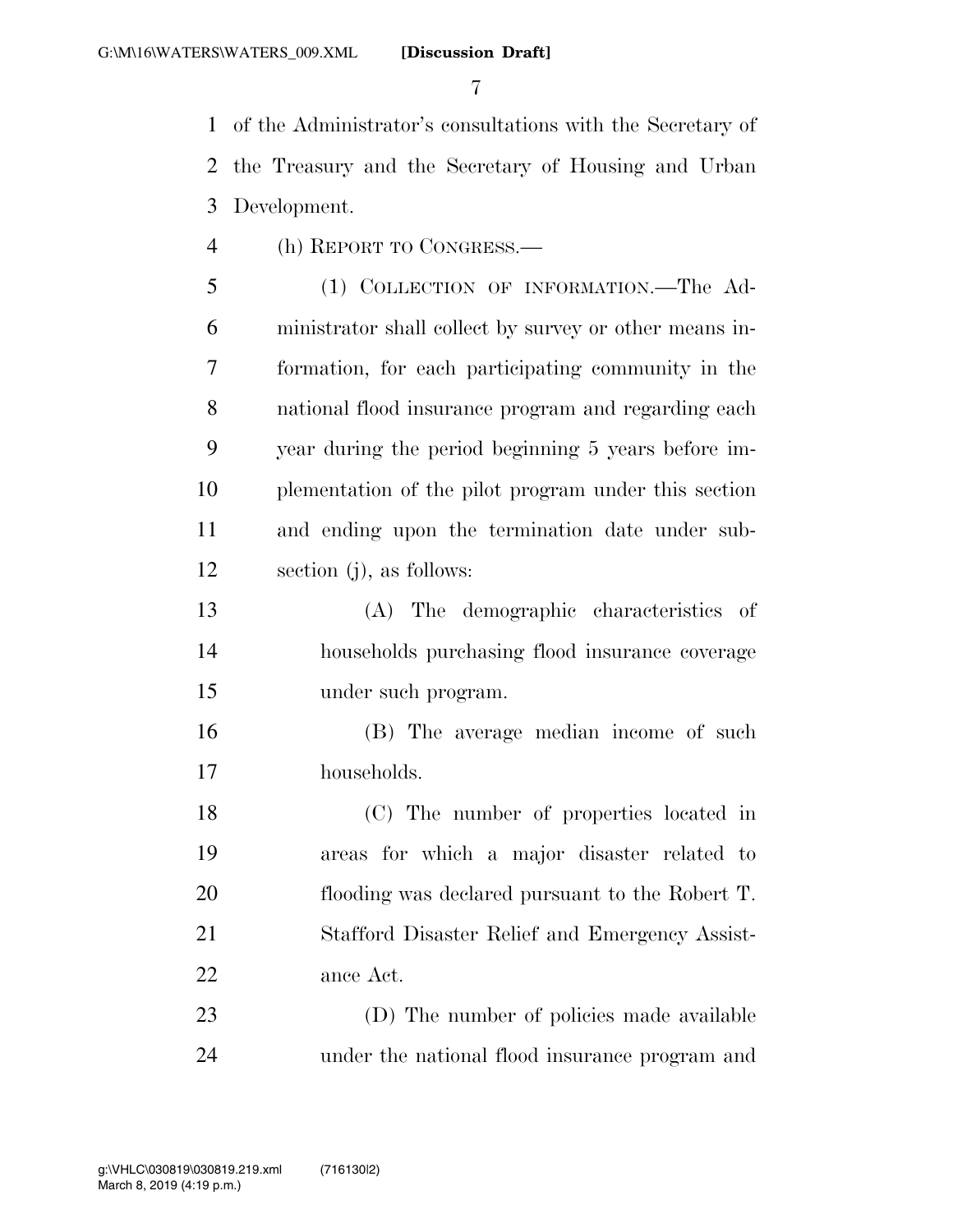of the Administrator's consultations with the Secretary of the Treasury and the Secretary of Housing and Urban Development.

(h) REPORT TO CONGRESS.—

(1) COLLECTION OF INFORMATION.—The Administrator shall collect by survey or other means information, for each participating community in the national flood insurance program and regarding each year during the period beginning 5 years before implementation of the pilot program under this section and ending upon the termination date under subsection (j), as follows:

(A) The demographic characteristics of households purchasing flood insurance coverage under such program.

(B) The average median income of such households.

(C) The number of properties located in areas for which a major disaster related to flooding was declared pursuant to the Robert T. Stafford Disaster Relief and Emergency Assistance Act.

(D) The number of policies made available under the national flood insurance program and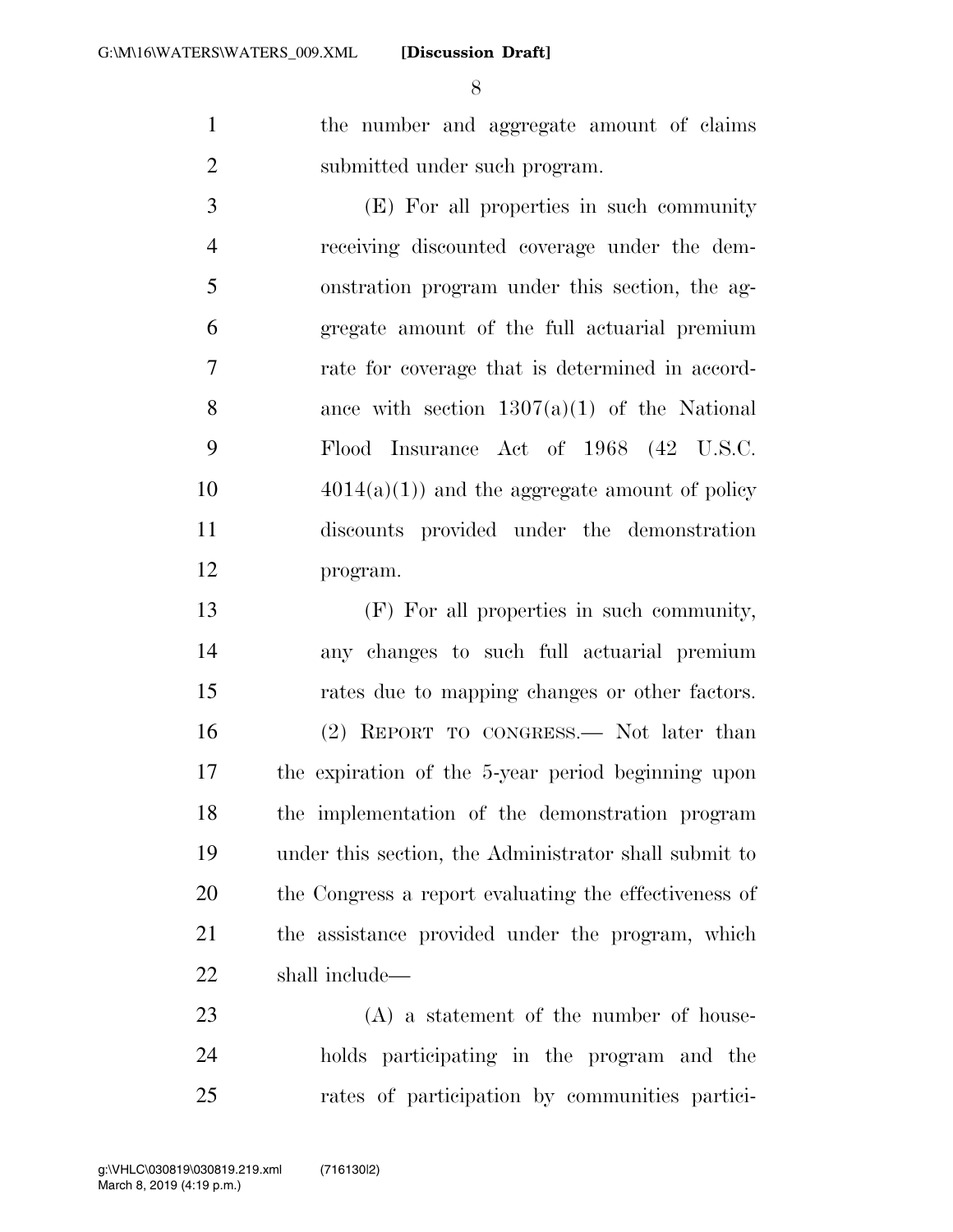the number and aggregate amount of claims submitted under such program.

(E) For all properties in such community receiving discounted coverage under the demonstration program under this section, the aggregate amount of the full actuarial premium rate for coverage that is determined in accordance with section 1307(a)(1) of the National Flood Insurance Act of 1968 (42 U.S.C. 4014(a)(1)) and the aggregate amount of policy discounts provided under the demonstration program.

(F) For all properties in such community, any changes to such full actuarial premium rates due to mapping changes or other factors.

(2) REPORT TO CONGRESS.— Not later than the expiration of the 5-year period beginning upon the implementation of the demonstration program under this section, the Administrator shall submit to the Congress a report evaluating the effectiveness of the assistance provided under the program, which shall include—

(A) a statement of the number of households participating in the program and the rates of participation by communities partici-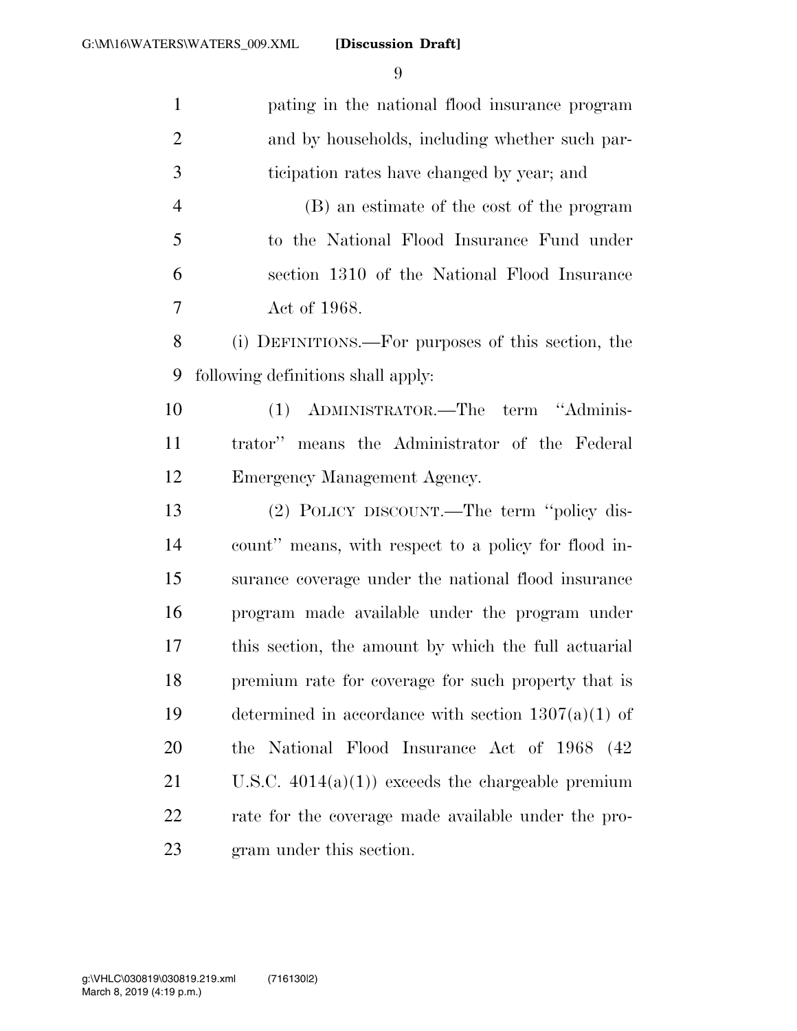pating in the national flood insurance program and by households, including whether such participation rates have changed by year; and

(B) an estimate of the cost of the program to the National Flood Insurance Fund under section 1310 of the National Flood Insurance Act of 1968.

(i) DEFINITIONS.—For purposes of this section, the following definitions shall apply:

(1) ADMINISTRATOR.—The term "Administrator" means the Administrator of the Federal Emergency Management Agency.

(2) POLICY DISCOUNT.—The term "policy discount" means, with respect to a policy for flood insurance coverage under the national flood insurance program made available under the program under this section, the amount by which the full actuarial premium rate for coverage for such property that is determined in accordance with section 1307(a)(1) of the National Flood Insurance Act of 1968 (42 U.S.C. 4014(a)(1)) exceeds the chargeable premium rate for the coverage made available under the program under this section.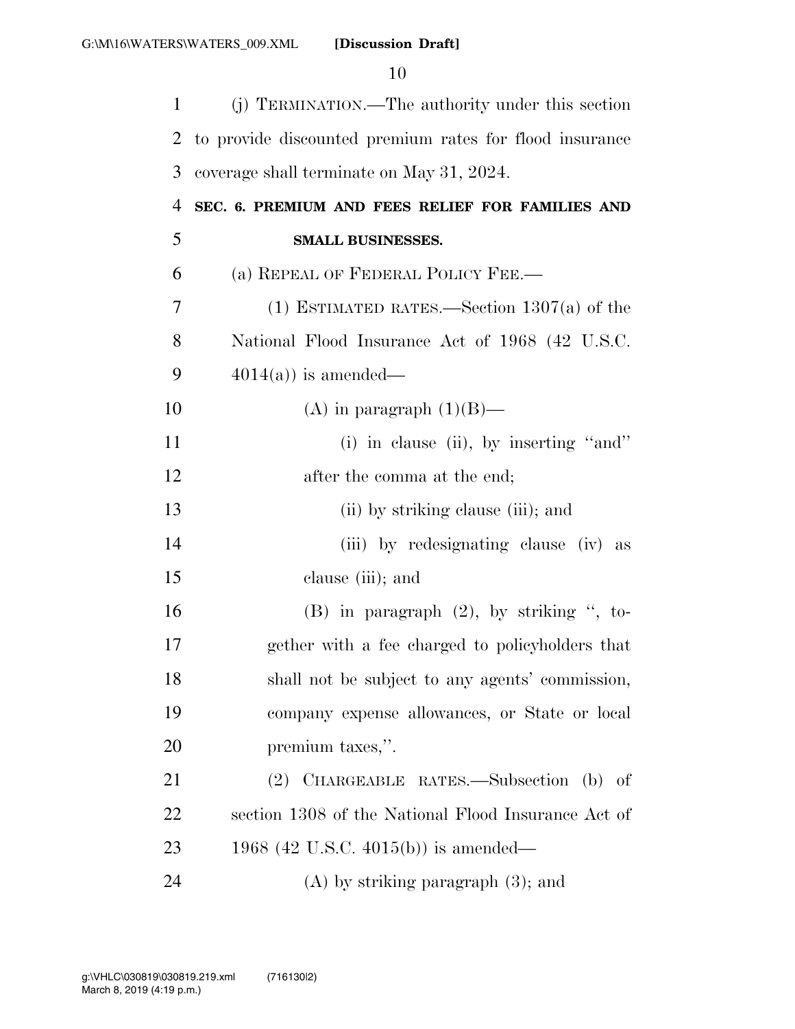(j) TERMINATION.—The authority under this section to provide discounted premium rates for flood insurance coverage shall terminate on May 31, 2024.

**SEC. 6. PREMIUM AND FEES RELIEF FOR FAMILIES AND SMALL BUSINESSES.**

(a) REPEAL OF FEDERAL POLICY FEE.—

(1) ESTIMATED RATES.—Section 1307(a) of the National Flood Insurance Act of 1968 (42 U.S.C. 4014(a)) is amended—

(A) in paragraph (1)(B)—

(i) in clause (ii), by inserting "and" after the comma at the end;

(ii) by striking clause (iii); and

(iii) by redesignating clause (iv) as clause (iii); and

(B) in paragraph (2), by striking ", together with a fee charged to policyholders that shall not be subject to any agents' commission, company expense allowances, or State or local premium taxes,".

(2) CHARGEABLE RATES.—Subsection (b) of section 1308 of the National Flood Insurance Act of 1968 (42 U.S.C. 4015(b)) is amended—

(A) by striking paragraph (3); and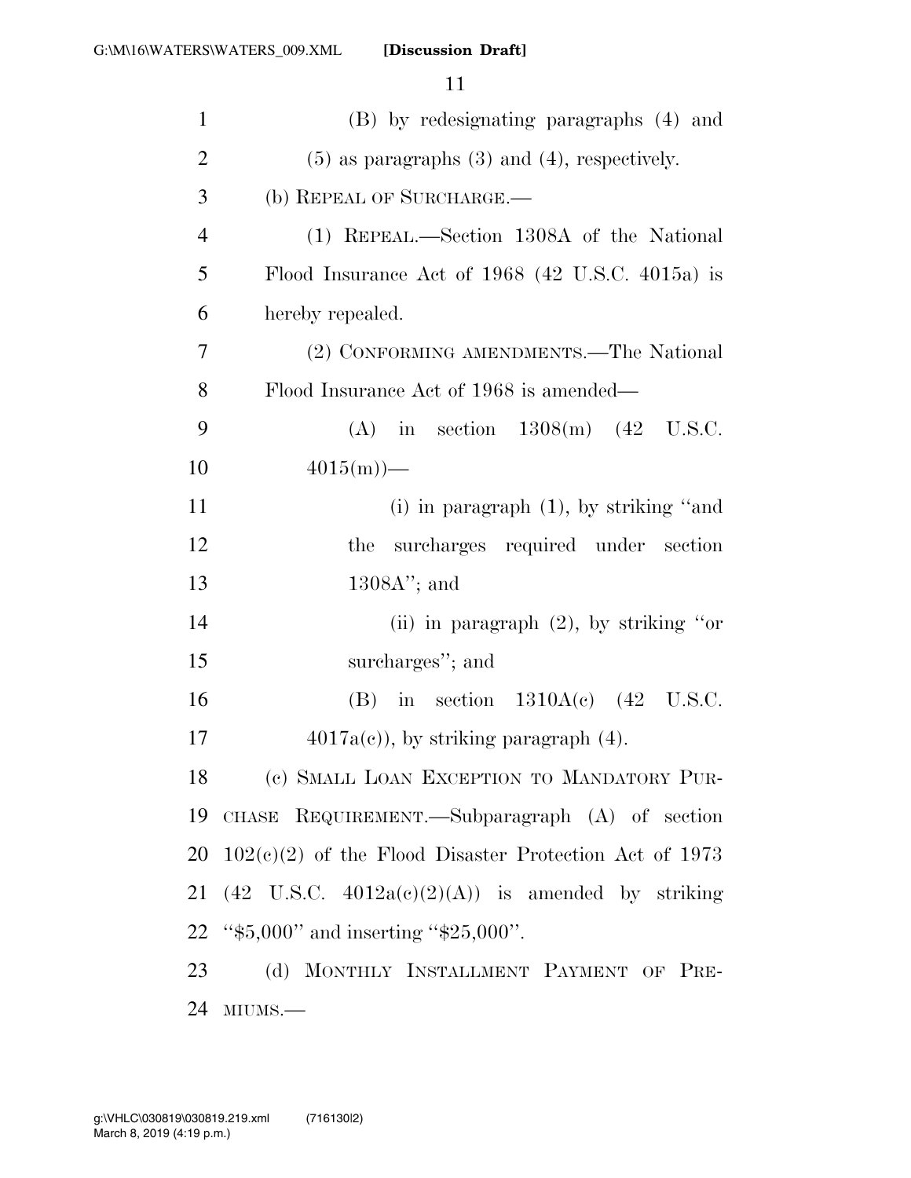(B) by redesignating paragraphs (4) and (5) as paragraphs (3) and (4), respectively.

(b) REPEAL OF SURCHARGE.—

(1) REPEAL.—Section 1308A of the National Flood Insurance Act of 1968 (42 U.S.C. 4015a) is hereby repealed.

(2) CONFORMING AMENDMENTS.—The National Flood Insurance Act of 1968 is amended—

(A) in section 1308(m) (42 U.S.C. 4015(m))—

(i) in paragraph (1), by striking "and the surcharges required under section 1308A"; and

(ii) in paragraph (2), by striking "or surcharges"; and

(B) in section 1310A(c) (42 U.S.C. 4017a(c)), by striking paragraph (4).

(c) SMALL LOAN EXCEPTION TO MANDATORY PURCHASE REQUIREMENT.—Subparagraph (A) of section 102(c)(2) of the Flood Disaster Protection Act of 1973 (42 U.S.C. 4012a(c)(2)(A)) is amended by striking "$5,000" and inserting "$25,000".

(d) MONTHLY INSTALLMENT PAYMENT OF PREMIUMS.—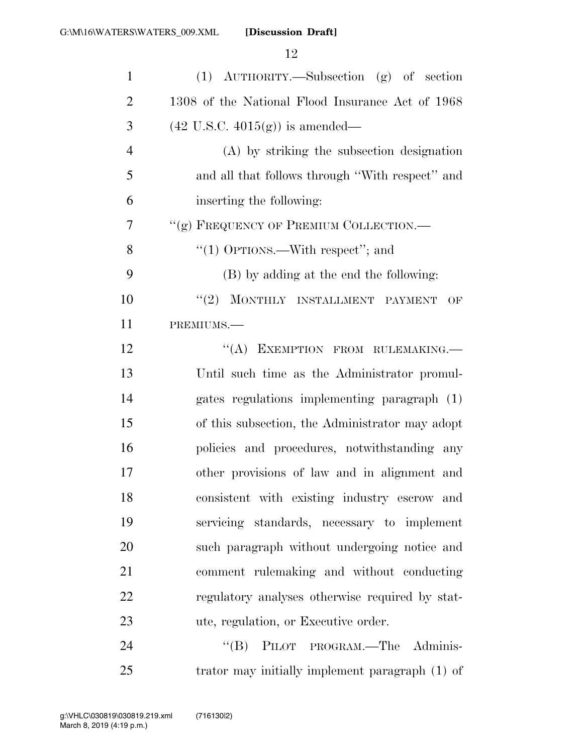(1) AUTHORITY.—Subsection (g) of section 1308 of the National Flood Insurance Act of 1968 (42 U.S.C. 4015(g)) is amended—

(A) by striking the subsection designation and all that follows through "With respect" and inserting the following:

"(g) FREQUENCY OF PREMIUM COLLECTION.—

"(1) OPTIONS.—With respect"; and

(B) by adding at the end the following:

"(2) MONTHLY INSTALLMENT PAYMENT OF PREMIUMS.—

"(A) EXEMPTION FROM RULEMAKING.—Until such time as the Administrator promulgates regulations implementing paragraph (1) of this subsection, the Administrator may adopt policies and procedures, notwithstanding any other provisions of law and in alignment and consistent with existing industry escrow and servicing standards, necessary to implement such paragraph without undergoing notice and comment rulemaking and without conducting regulatory analyses otherwise required by statute, regulation, or Executive order.

"(B) PILOT PROGRAM.—The Administrator may initially implement paragraph (1) of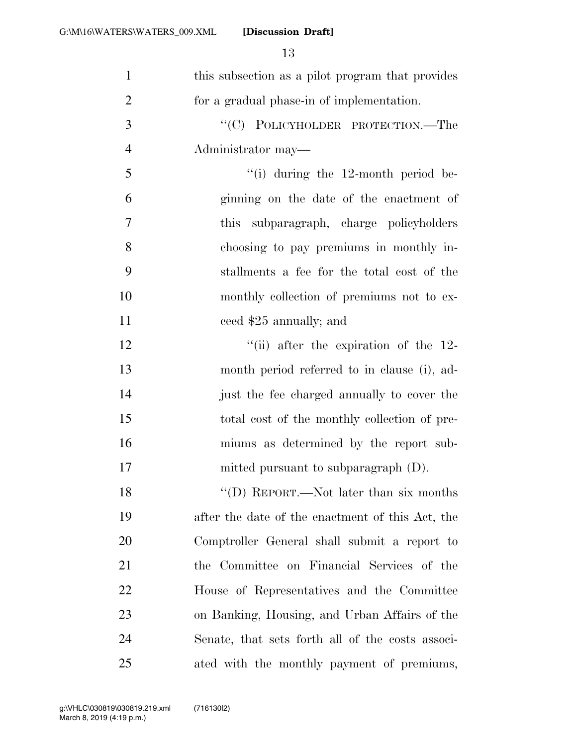this subsection as a pilot program that provides for a gradual phase-in of implementation.

"(C) POLICYHOLDER PROTECTION.—The Administrator may—

"(i) during the 12-month period beginning on the date of the enactment of this subparagraph, charge policyholders choosing to pay premiums in monthly installments a fee for the total cost of the monthly collection of premiums not to exceed $25 annually; and

"(ii) after the expiration of the 12-month period referred to in clause (i), adjust the fee charged annually to cover the total cost of the monthly collection of premiums as determined by the report submitted pursuant to subparagraph (D).

"(D) REPORT.—Not later than six months after the date of the enactment of this Act, the Comptroller General shall submit a report to the Committee on Financial Services of the House of Representatives and the Committee on Banking, Housing, and Urban Affairs of the Senate, that sets forth all of the costs associated with the monthly payment of premiums,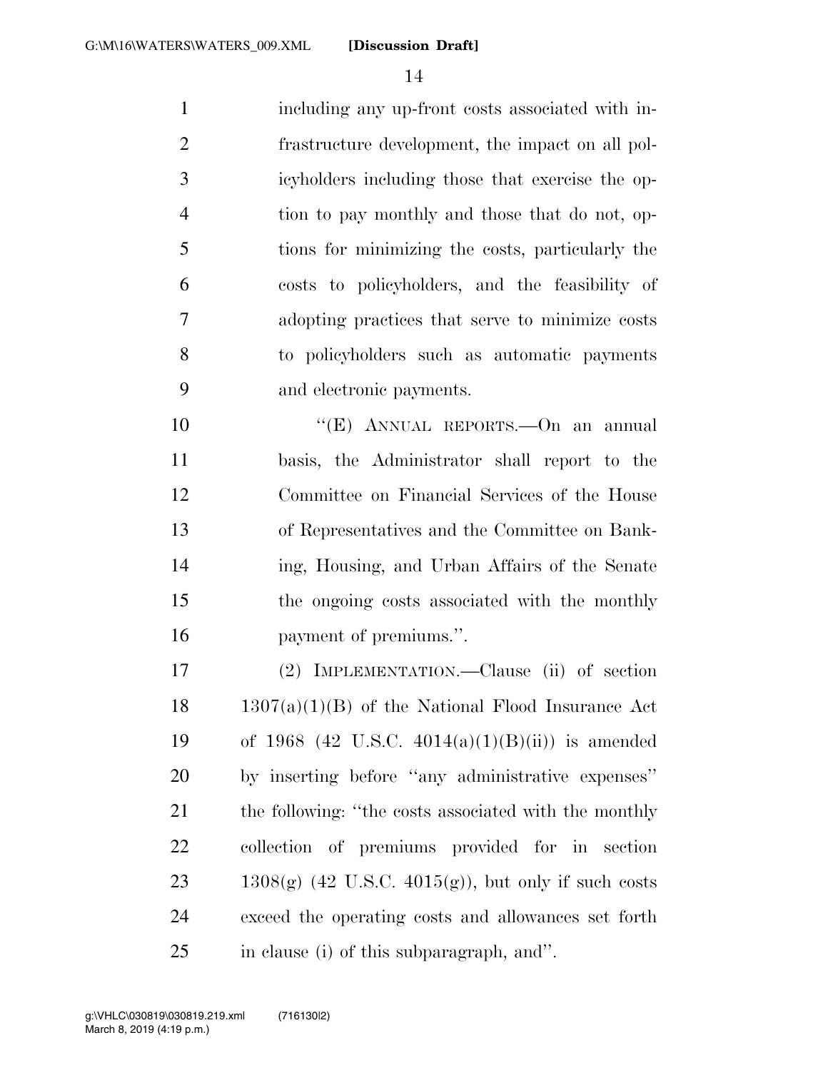including any up-front costs associated with infrastructure development, the impact on all policyholders including those that exercise the option to pay monthly and those that do not, options for minimizing the costs, particularly the costs to policyholders, and the feasibility of adopting practices that serve to minimize costs to policyholders such as automatic payments and electronic payments.

"(E) ANNUAL REPORTS.—On an annual basis, the Administrator shall report to the Committee on Financial Services of the House of Representatives and the Committee on Banking, Housing, and Urban Affairs of the Senate the ongoing costs associated with the monthly payment of premiums.".

(2) IMPLEMENTATION.—Clause (ii) of section 1307(a)(1)(B) of the National Flood Insurance Act of 1968 (42 U.S.C. 4014(a)(1)(B)(ii)) is amended by inserting before "any administrative expenses" the following: "the costs associated with the monthly collection of premiums provided for in section 1308(g) (42 U.S.C. 4015(g)), but only if such costs exceed the operating costs and allowances set forth in clause (i) of this subparagraph, and".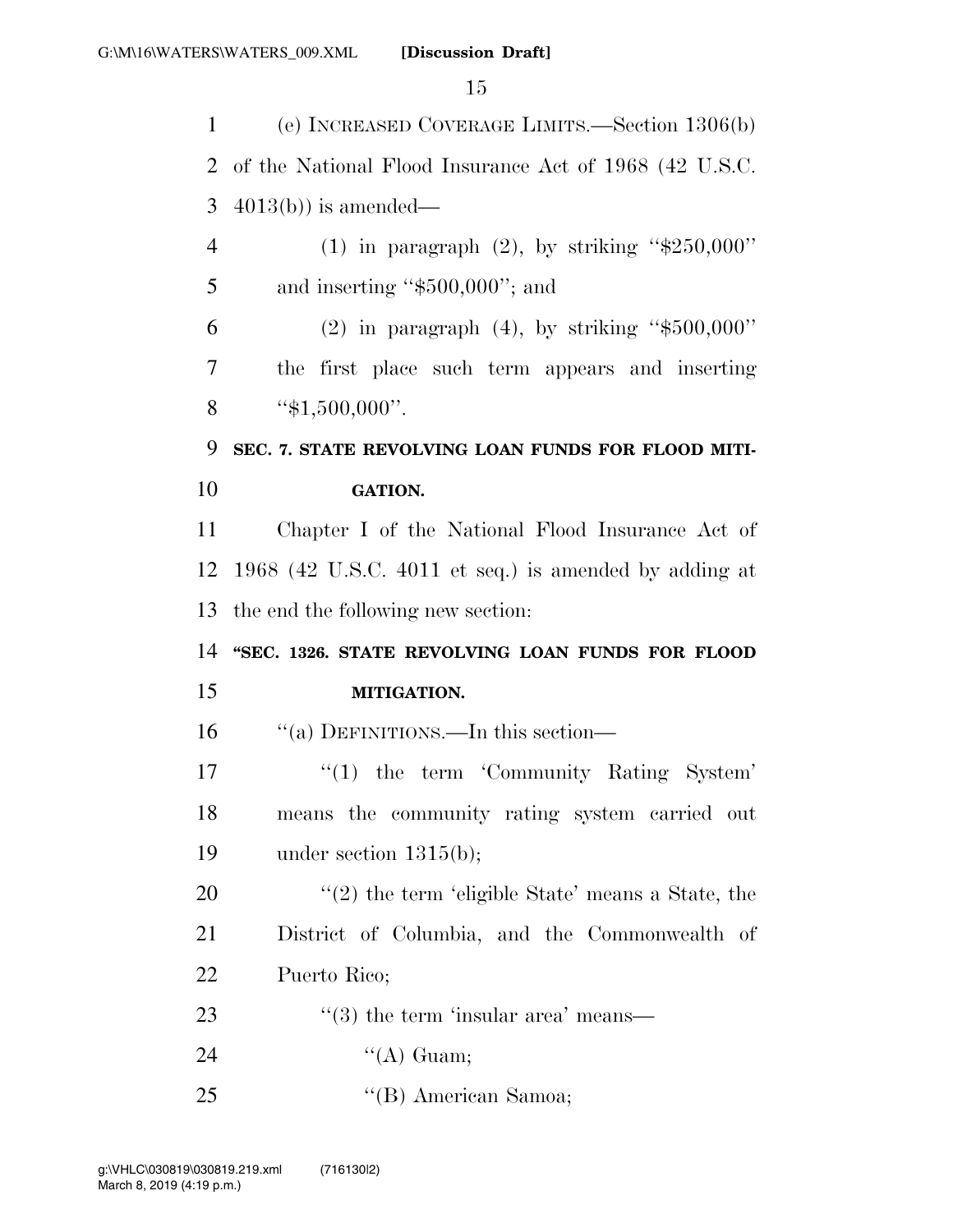(e) INCREASED COVERAGE LIMITS.—Section 1306(b) of the National Flood Insurance Act of 1968 (42 U.S.C. 4013(b)) is amended—

(1) in paragraph (2), by striking ''$250,000'' and inserting ''$500,000''; and

(2) in paragraph (4), by striking ''$500,000'' the first place such term appears and inserting ''$1,500,000''.

**SEC. 7. STATE REVOLVING LOAN FUNDS FOR FLOOD MITIGATION.**

Chapter I of the National Flood Insurance Act of 1968 (42 U.S.C. 4011 et seq.) is amended by adding at the end the following new section:

**''SEC. 1326. STATE REVOLVING LOAN FUNDS FOR FLOOD MITIGATION.**

''(a) DEFINITIONS.—In this section—

''(1) the term 'Community Rating System' means the community rating system carried out under section 1315(b);

''(2) the term 'eligible State' means a State, the District of Columbia, and the Commonwealth of Puerto Rico;

''(3) the term 'insular area' means—

''(A) Guam;

''(B) American Samoa;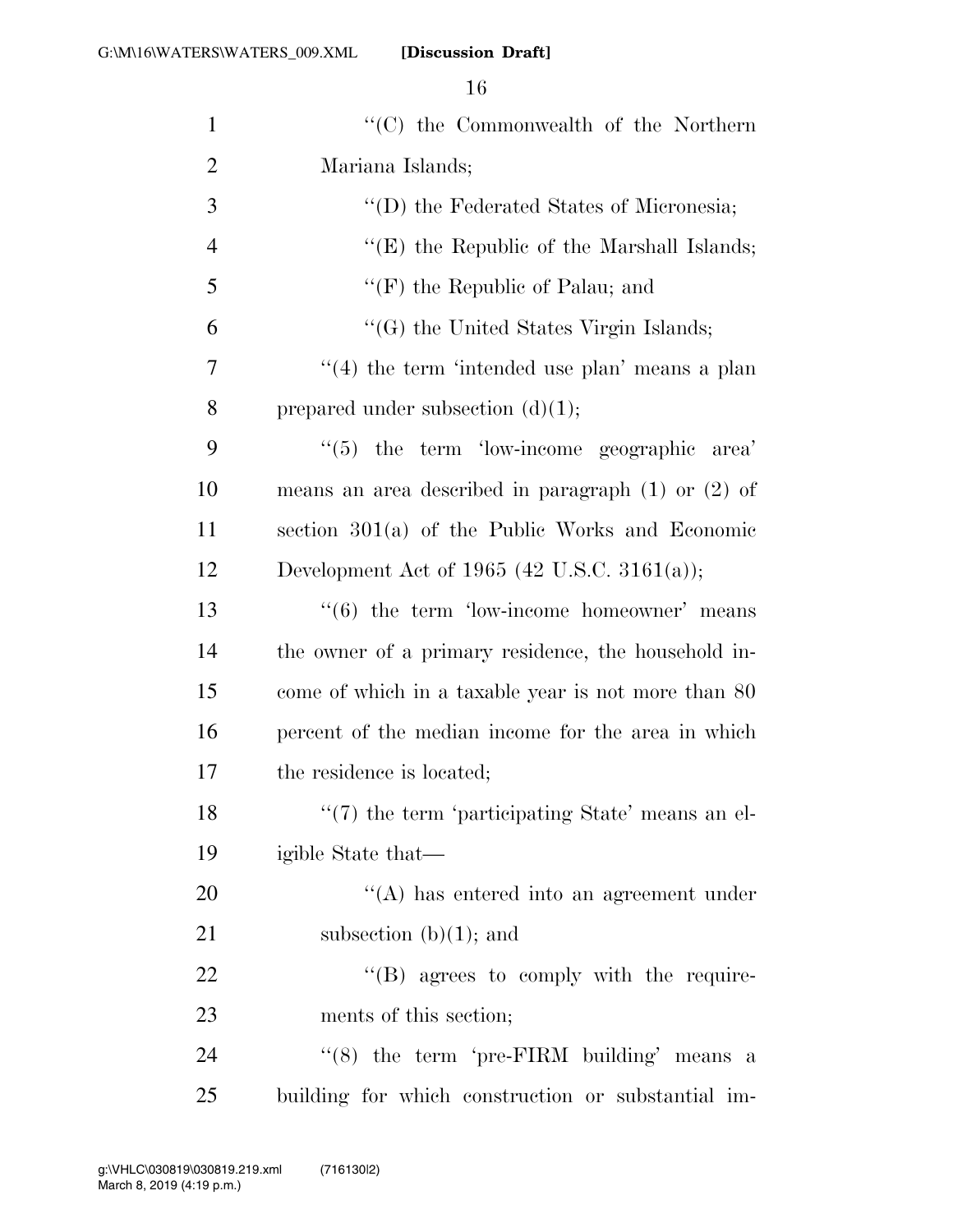"(C) the Commonwealth of the Northern Mariana Islands;

"(D) the Federated States of Micronesia;

"(E) the Republic of the Marshall Islands;

"(F) the Republic of Palau; and

"(G) the United States Virgin Islands;

"(4) the term 'intended use plan' means a plan prepared under subsection (d)(1);

"(5) the term 'low-income geographic area' means an area described in paragraph (1) or (2) of section 301(a) of the Public Works and Economic Development Act of 1965 (42 U.S.C. 3161(a));

"(6) the term 'low-income homeowner' means the owner of a primary residence, the household income of which in a taxable year is not more than 80 percent of the median income for the area in which the residence is located;

"(7) the term 'participating State' means an eligible State that—

"(A) has entered into an agreement under subsection (b)(1); and

"(B) agrees to comply with the requirements of this section;

"(8) the term 'pre-FIRM building' means a building for which construction or substantial im-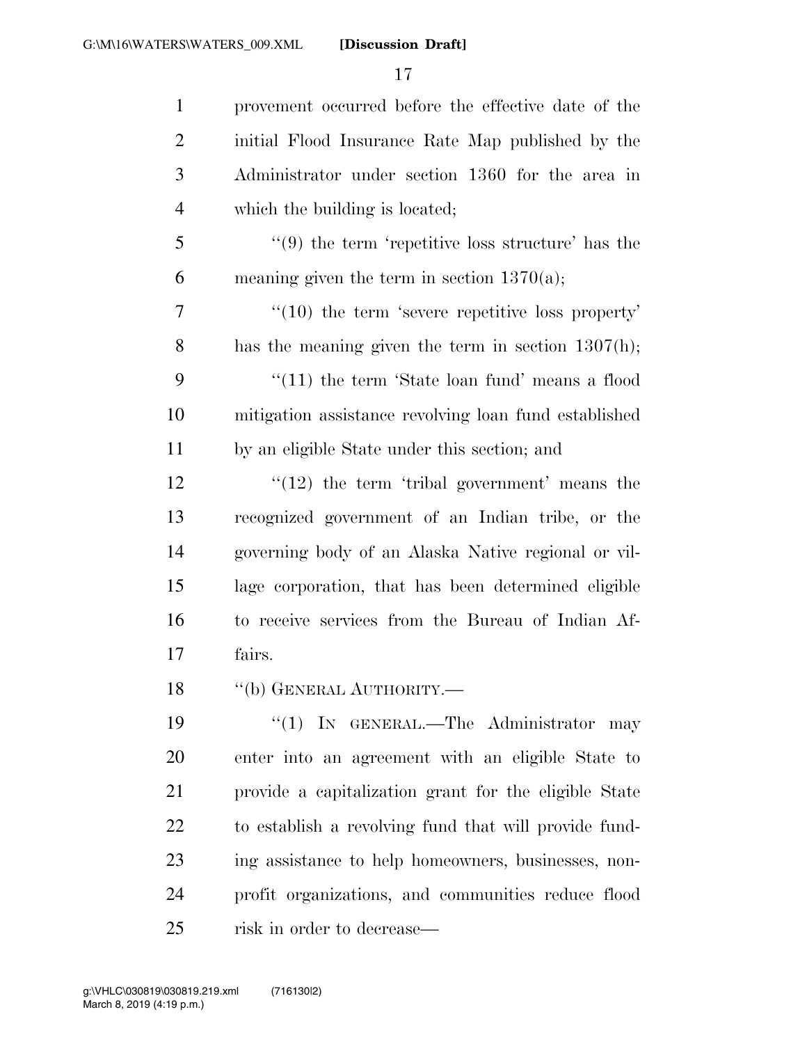provement occurred before the effective date of the initial Flood Insurance Rate Map published by the Administrator under section 1360 for the area in which the building is located;

"(9) the term 'repetitive loss structure' has the meaning given the term in section 1370(a);

"(10) the term 'severe repetitive loss property' has the meaning given the term in section 1307(h);

"(11) the term 'State loan fund' means a flood mitigation assistance revolving loan fund established by an eligible State under this section; and

"(12) the term 'tribal government' means the recognized government of an Indian tribe, or the governing body of an Alaska Native regional or village corporation, that has been determined eligible to receive services from the Bureau of Indian Affairs.

"(b) GENERAL AUTHORITY.—

"(1) IN GENERAL.—The Administrator may enter into an agreement with an eligible State to provide a capitalization grant for the eligible State to establish a revolving fund that will provide funding assistance to help homeowners, businesses, nonprofit organizations, and communities reduce flood risk in order to decrease—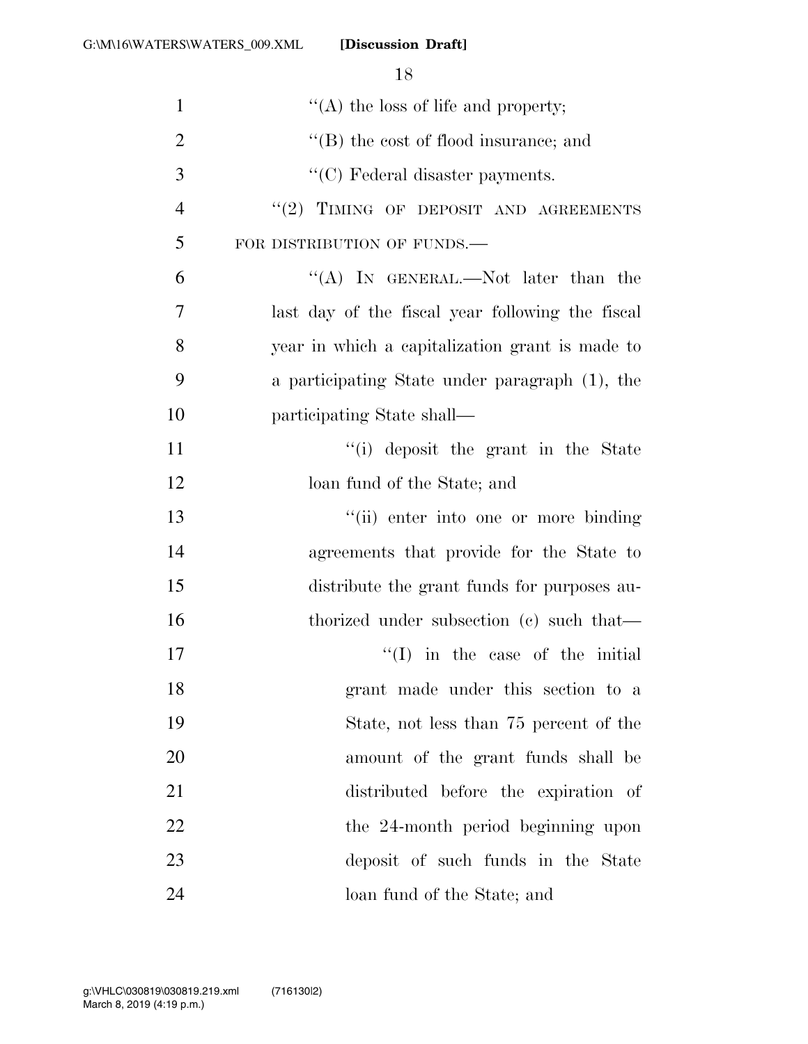''(A) the loss of life and property;

''(B) the cost of flood insurance; and

''(C) Federal disaster payments.

''(2) TIMING OF DEPOSIT AND AGREEMENTS FOR DISTRIBUTION OF FUNDS.—

''(A) IN GENERAL.—Not later than the last day of the fiscal year following the fiscal year in which a capitalization grant is made to a participating State under paragraph (1), the participating State shall—

''(i) deposit the grant in the State loan fund of the State; and

''(ii) enter into one or more binding agreements that provide for the State to distribute the grant funds for purposes authorized under subsection (c) such that—

''(I) in the case of the initial grant made under this section to a State, not less than 75 percent of the amount of the grant funds shall be distributed before the expiration of the 24-month period beginning upon deposit of such funds in the State loan fund of the State; and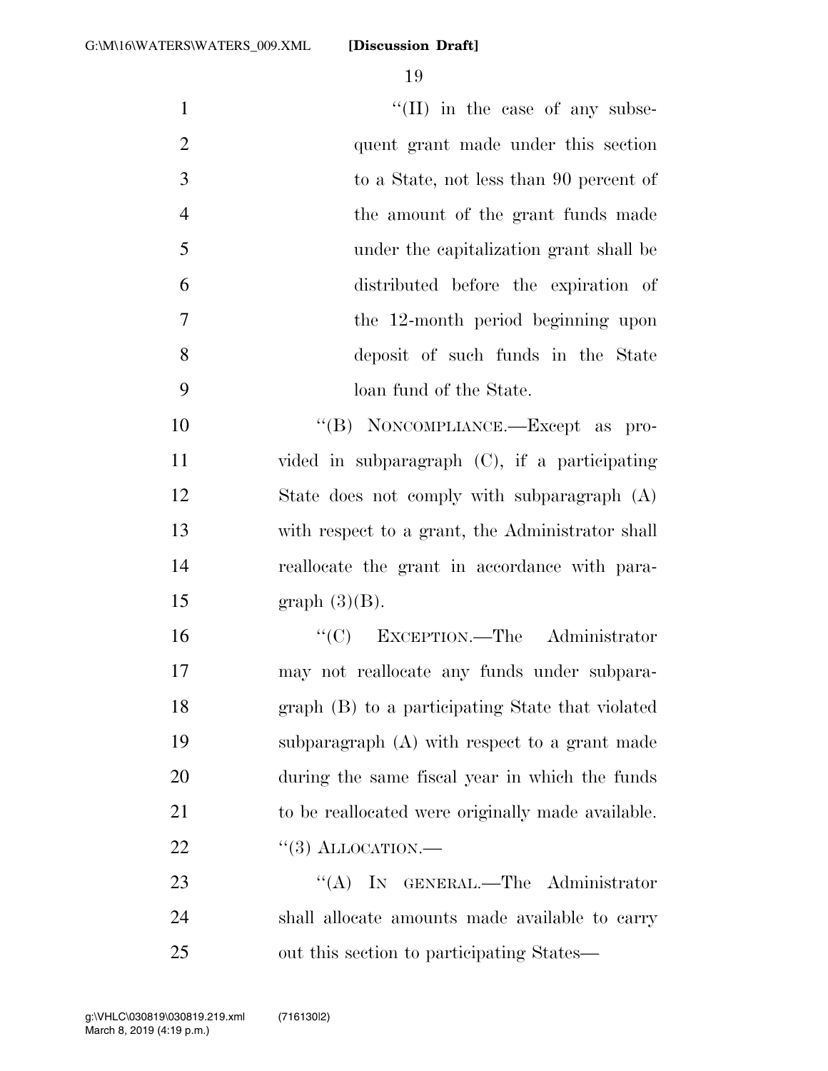"(II) in the case of any subsequent grant made under this section to a State, not less than 90 percent of the amount of the grant funds made under the capitalization grant shall be distributed before the expiration of the 12-month period beginning upon deposit of such funds in the State loan fund of the State.

"(B) NONCOMPLIANCE.—Except as provided in subparagraph (C), if a participating State does not comply with subparagraph (A) with respect to a grant, the Administrator shall reallocate the grant in accordance with paragraph (3)(B).

"(C) EXCEPTION.—The Administrator may not reallocate any funds under subparagraph (B) to a participating State that violated subparagraph (A) with respect to a grant made during the same fiscal year in which the funds to be reallocated were originally made available.

"(3) ALLOCATION.—

"(A) IN GENERAL.—The Administrator shall allocate amounts made available to carry out this section to participating States—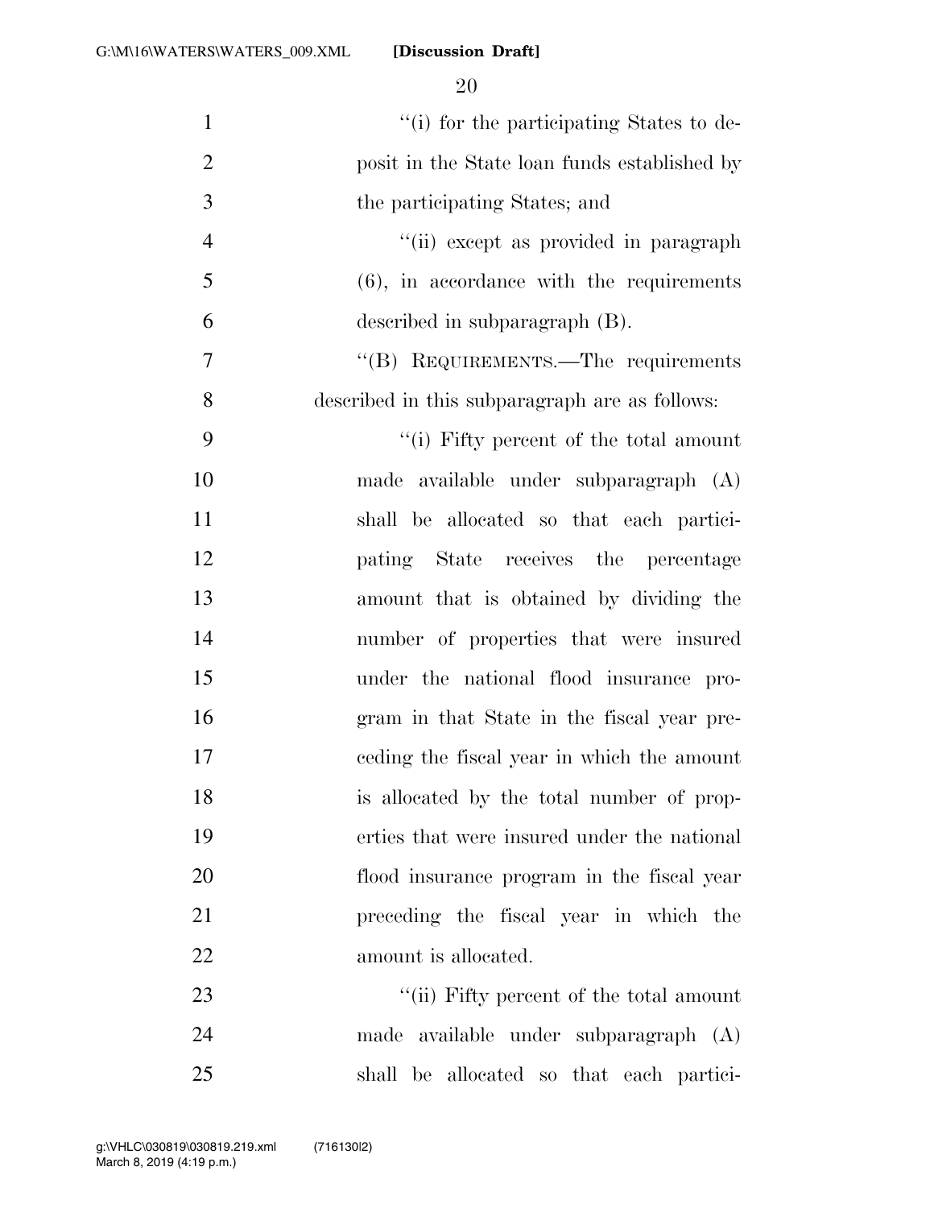''(i) for the participating States to deposit in the State loan funds established by the participating States; and

''(ii) except as provided in paragraph (6), in accordance with the requirements described in subparagraph (B).

''(B) REQUIREMENTS.—The requirements described in this subparagraph are as follows:

''(i) Fifty percent of the total amount made available under subparagraph (A) shall be allocated so that each participating State receives the percentage amount that is obtained by dividing the number of properties that were insured under the national flood insurance program in that State in the fiscal year preceding the fiscal year in which the amount is allocated by the total number of properties that were insured under the national flood insurance program in the fiscal year preceding the fiscal year in which the amount is allocated.

''(ii) Fifty percent of the total amount made available under subparagraph (A) shall be allocated so that each partici-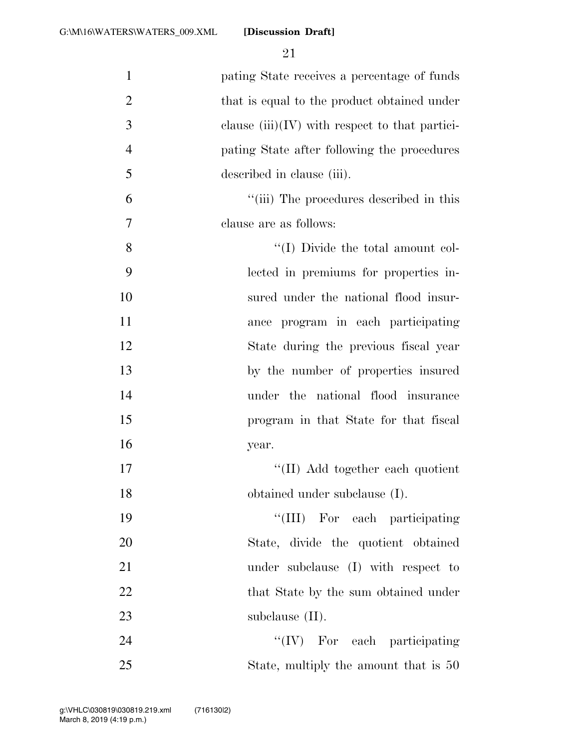pating State receives a percentage of funds that is equal to the product obtained under clause (iii)(IV) with respect to that participating State after following the procedures described in clause (iii).

"(iii) The procedures described in this clause are as follows:

"(I) Divide the total amount collected in premiums for properties insured under the national flood insurance program in each participating State during the previous fiscal year by the number of properties insured under the national flood insurance program in that State for that fiscal year.

"(II) Add together each quotient obtained under subclause (I).

"(III) For each participating State, divide the quotient obtained under subclause (I) with respect to that State by the sum obtained under subclause (II).

"(IV) For each participating State, multiply the amount that is 50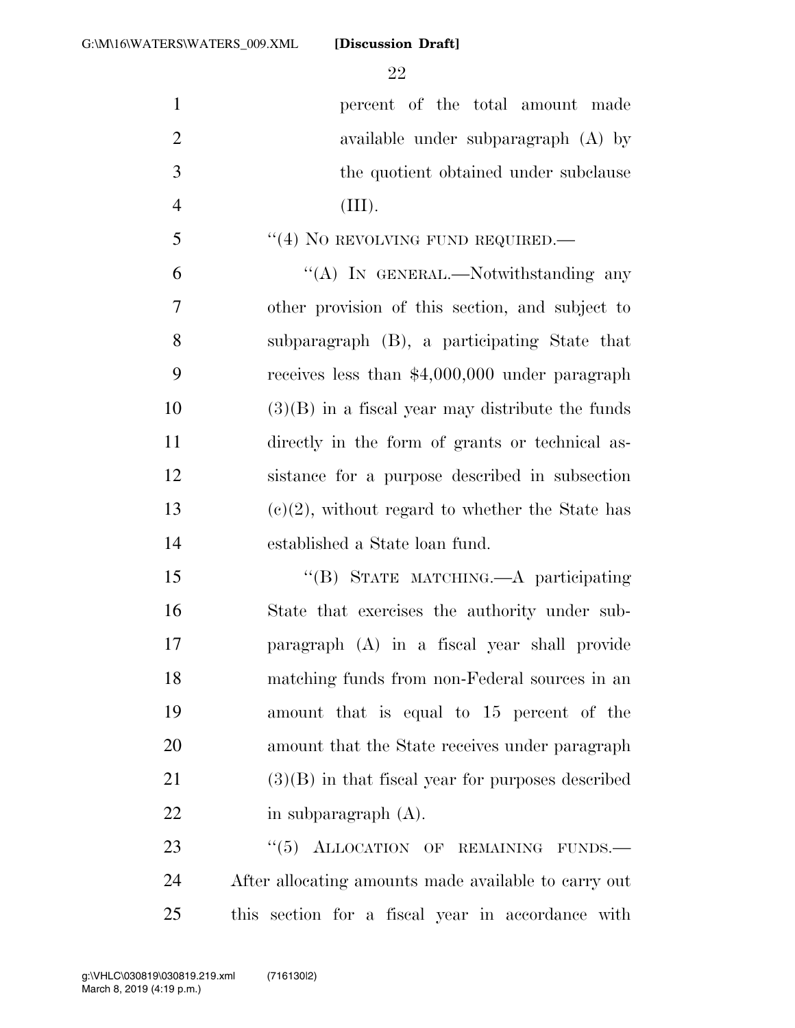percent of the total amount made available under subparagraph (A) by the quotient obtained under subclause (III).

"(4) NO REVOLVING FUND REQUIRED.—

"(A) IN GENERAL.—Notwithstanding any other provision of this section, and subject to subparagraph (B), a participating State that receives less than $4,000,000 under paragraph (3)(B) in a fiscal year may distribute the funds directly in the form of grants or technical assistance for a purpose described in subsection (c)(2), without regard to whether the State has established a State loan fund.

"(B) STATE MATCHING.—A participating State that exercises the authority under subparagraph (A) in a fiscal year shall provide matching funds from non-Federal sources in an amount that is equal to 15 percent of the amount that the State receives under paragraph (3)(B) in that fiscal year for purposes described in subparagraph (A).

"(5) ALLOCATION OF REMAINING FUNDS.— After allocating amounts made available to carry out this section for a fiscal year in accordance with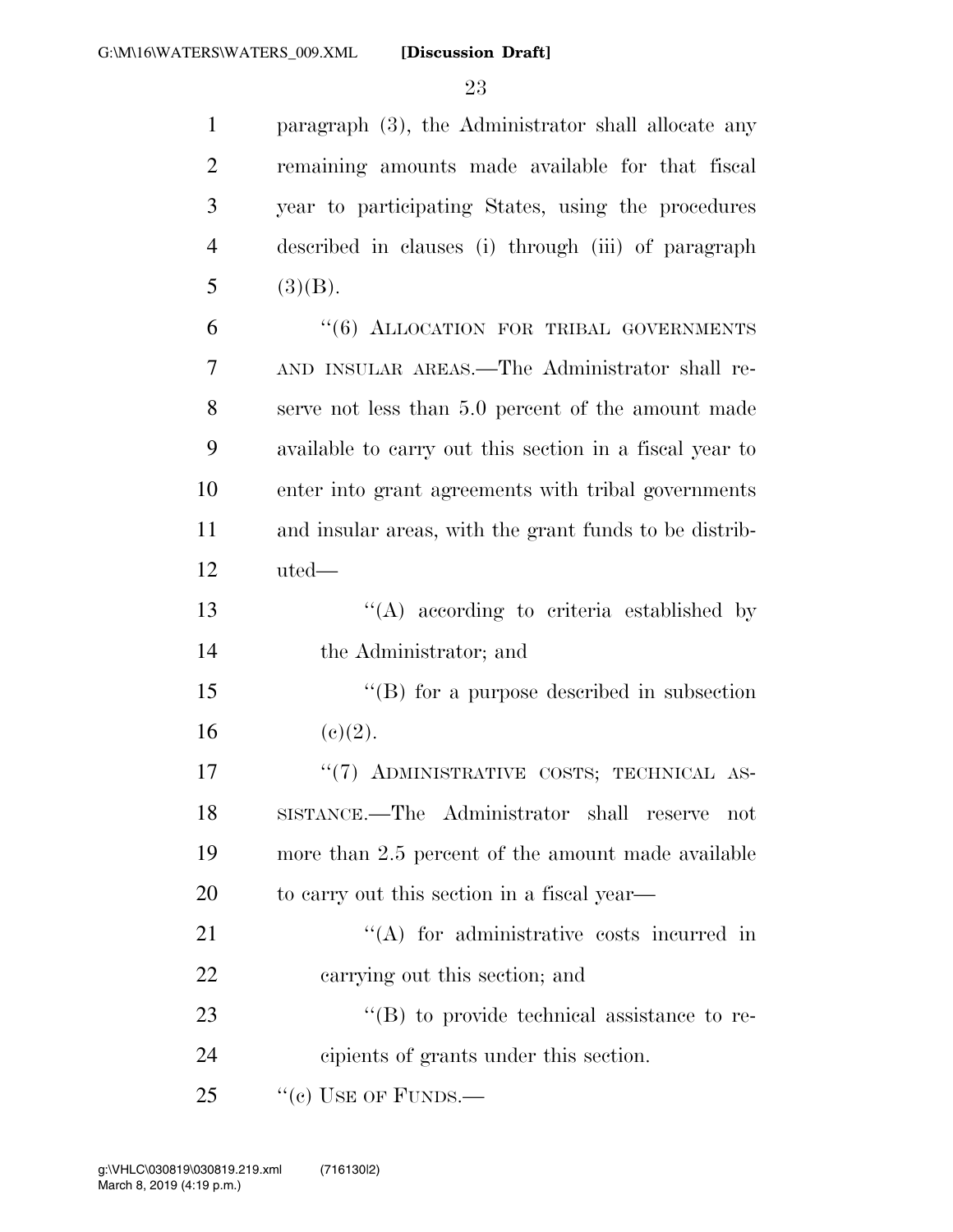paragraph (3), the Administrator shall allocate any remaining amounts made available for that fiscal year to participating States, using the procedures described in clauses (i) through (iii) of paragraph (3)(B).

"(6) ALLOCATION FOR TRIBAL GOVERNMENTS AND INSULAR AREAS.—The Administrator shall reserve not less than 5.0 percent of the amount made available to carry out this section in a fiscal year to enter into grant agreements with tribal governments and insular areas, with the grant funds to be distributed—

"(A) according to criteria established by the Administrator; and

"(B) for a purpose described in subsection (c)(2).

"(7) ADMINISTRATIVE COSTS; TECHNICAL ASSISTANCE.—The Administrator shall reserve not more than 2.5 percent of the amount made available to carry out this section in a fiscal year—

"(A) for administrative costs incurred in carrying out this section; and

"(B) to provide technical assistance to recipients of grants under this section.

"(c) USE OF FUNDS.—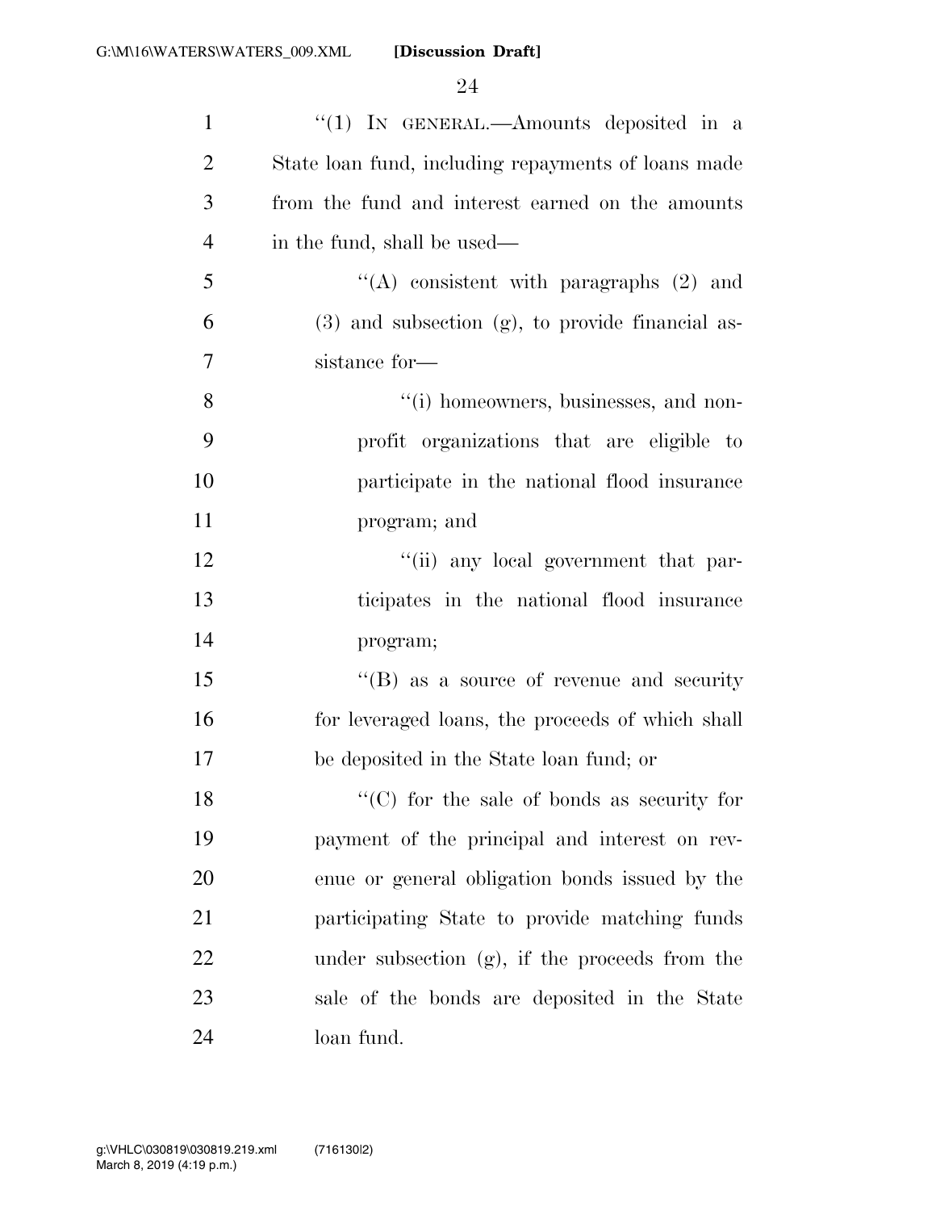"(1) IN GENERAL.—Amounts deposited in a State loan fund, including repayments of loans made from the fund and interest earned on the amounts in the fund, shall be used—

"(A) consistent with paragraphs (2) and (3) and subsection (g), to provide financial assistance for—

"(i) homeowners, businesses, and nonprofit organizations that are eligible to participate in the national flood insurance program; and

"(ii) any local government that participates in the national flood insurance program;

"(B) as a source of revenue and security for leveraged loans, the proceeds of which shall be deposited in the State loan fund; or

"(C) for the sale of bonds as security for payment of the principal and interest on revenue or general obligation bonds issued by the participating State to provide matching funds under subsection (g), if the proceeds from the sale of the bonds are deposited in the State loan fund.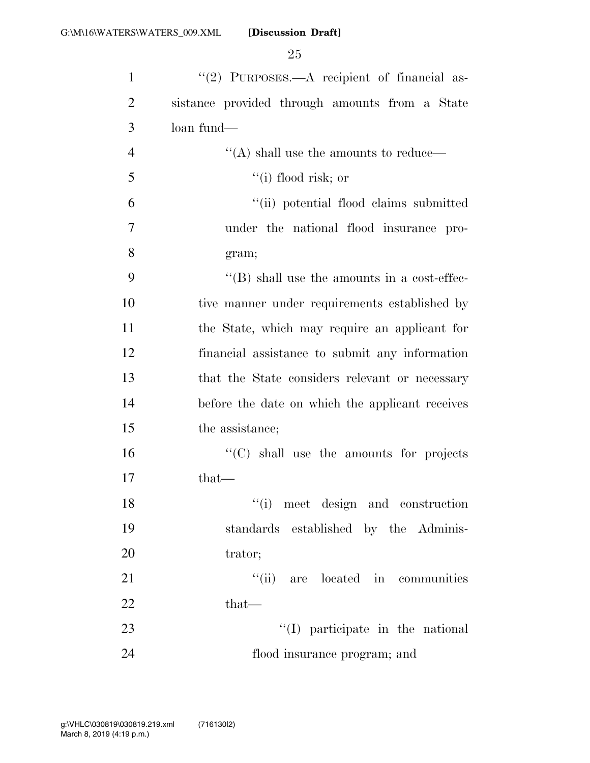"(2) PURPOSES.—A recipient of financial assistance provided through amounts from a State loan fund—

"(A) shall use the amounts to reduce—

"(i) flood risk; or

"(ii) potential flood claims submitted under the national flood insurance program;

"(B) shall use the amounts in a cost-effective manner under requirements established by the State, which may require an applicant for financial assistance to submit any information that the State considers relevant or necessary before the date on which the applicant receives the assistance;

"(C) shall use the amounts for projects that—

"(i) meet design and construction standards established by the Administrator;

"(ii) are located in communities that—

"(I) participate in the national flood insurance program; and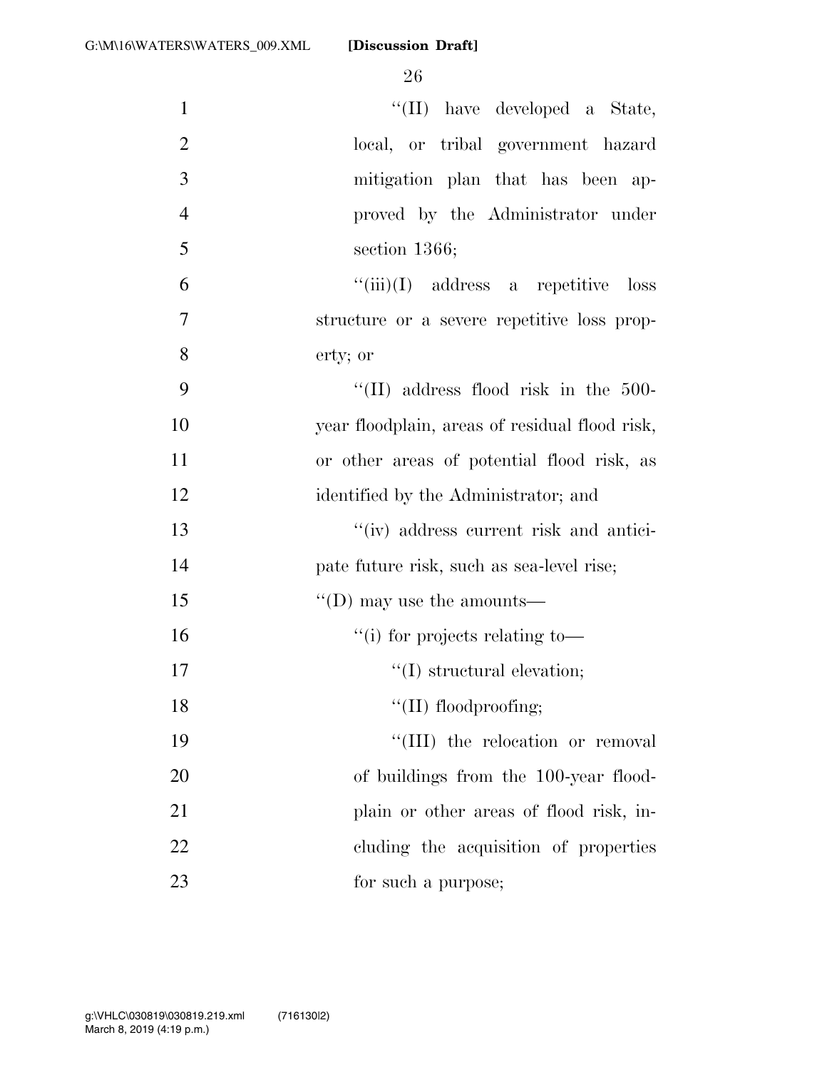"(II) have developed a State, local, or tribal government hazard mitigation plan that has been approved by the Administrator under section 1366;

"(iii)(I) address a repetitive loss structure or a severe repetitive loss property; or

"(II) address flood risk in the 500-year floodplain, areas of residual flood risk, or other areas of potential flood risk, as identified by the Administrator; and

"(iv) address current risk and anticipate future risk, such as sea-level rise;

"(D) may use the amounts—

"(i) for projects relating to—

"(I) structural elevation;

"(II) floodproofing;

"(III) the relocation or removal of buildings from the 100-year floodplain or other areas of flood risk, including the acquisition of properties for such a purpose;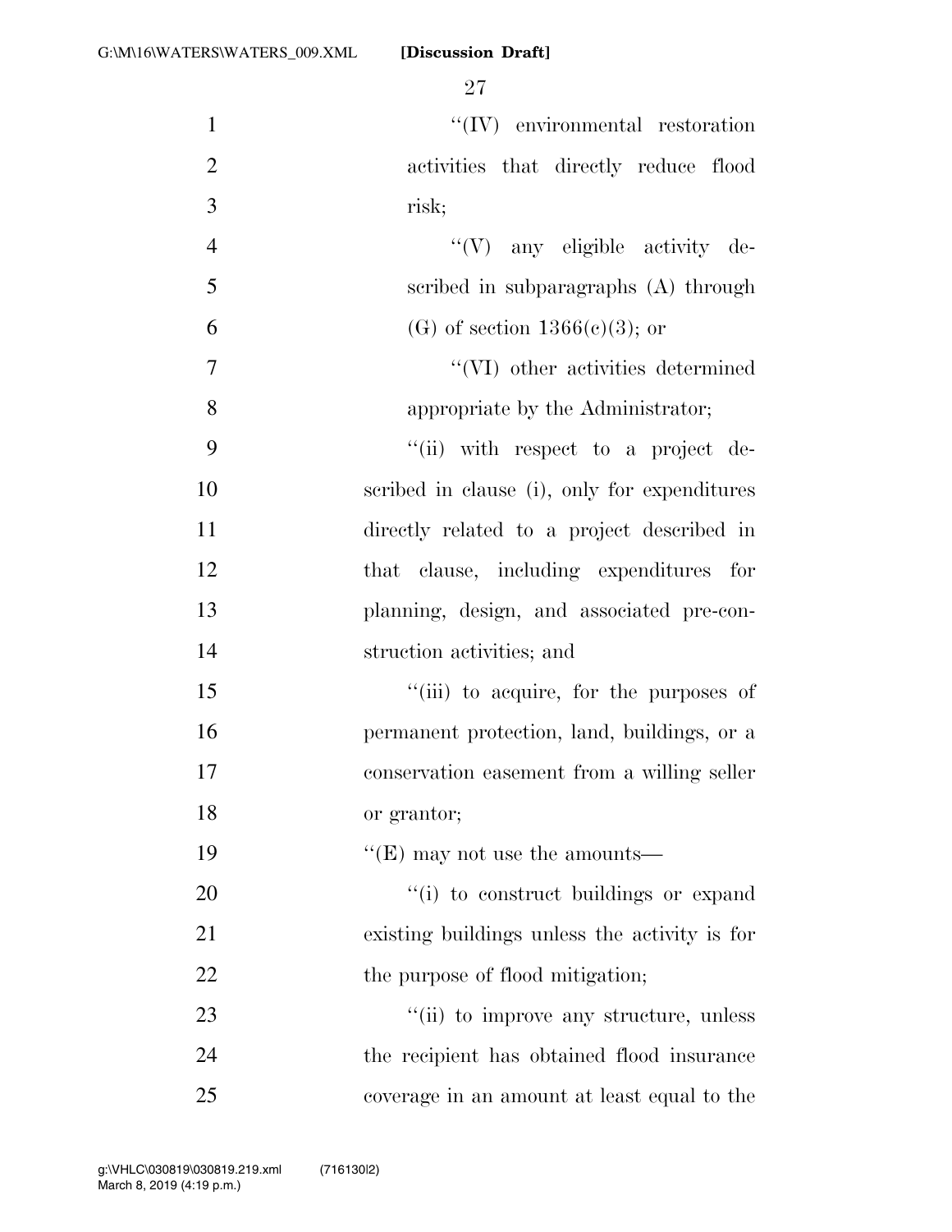"(IV) environmental restoration activities that directly reduce flood risk;

"(V) any eligible activity described in subparagraphs (A) through (G) of section 1366(c)(3); or

"(VI) other activities determined appropriate by the Administrator;

"(ii) with respect to a project described in clause (i), only for expenditures directly related to a project described in that clause, including expenditures for planning, design, and associated pre-construction activities; and

"(iii) to acquire, for the purposes of permanent protection, land, buildings, or a conservation easement from a willing seller or grantor;

"(E) may not use the amounts—

"(i) to construct buildings or expand existing buildings unless the activity is for the purpose of flood mitigation;

"(ii) to improve any structure, unless the recipient has obtained flood insurance coverage in an amount at least equal to the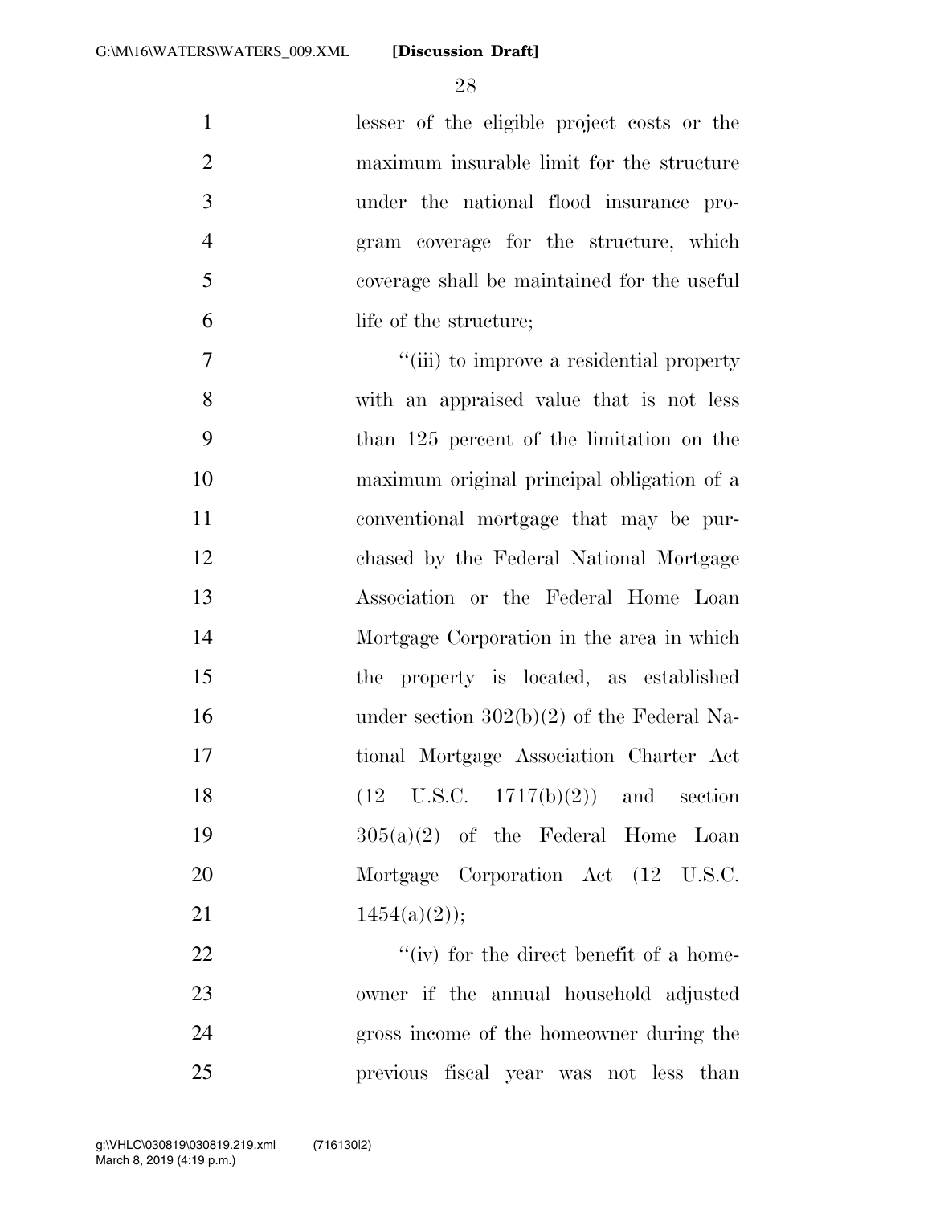lesser of the eligible project costs or the maximum insurable limit for the structure under the national flood insurance program coverage for the structure, which coverage shall be maintained for the useful life of the structure;

''(iii) to improve a residential property with an appraised value that is not less than 125 percent of the limitation on the maximum original principal obligation of a conventional mortgage that may be purchased by the Federal National Mortgage Association or the Federal Home Loan Mortgage Corporation in the area in which the property is located, as established under section 302(b)(2) of the Federal National Mortgage Association Charter Act (12 U.S.C. 1717(b)(2)) and section 305(a)(2) of the Federal Home Loan Mortgage Corporation Act (12 U.S.C. 1454(a)(2));

''(iv) for the direct benefit of a homeowner if the annual household adjusted gross income of the homeowner during the previous fiscal year was not less than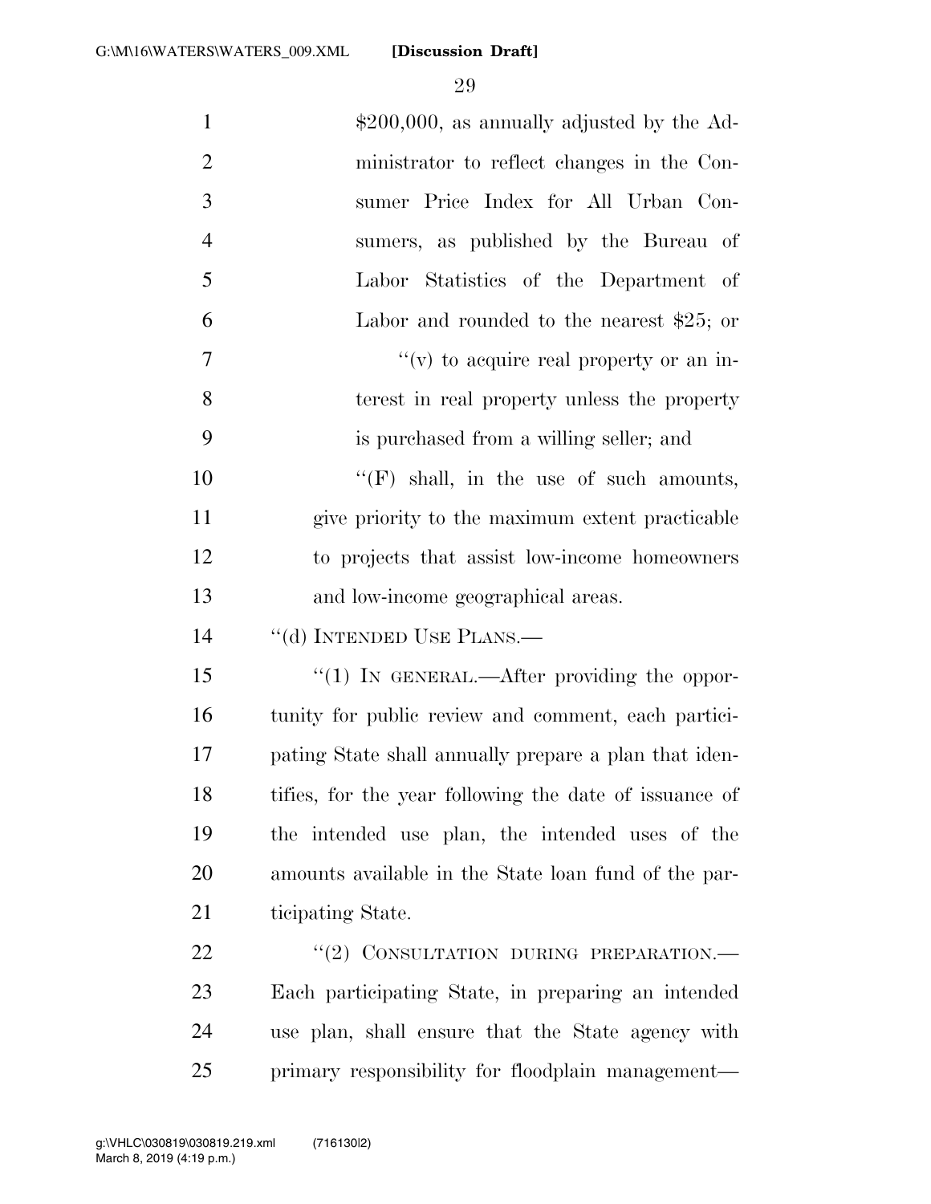$200,000, as annually adjusted by the Administrator to reflect changes in the Consumer Price Index for All Urban Consumers, as published by the Bureau of Labor Statistics of the Department of Labor and rounded to the nearest $25; or

"(v) to acquire real property or an interest in real property unless the property is purchased from a willing seller; and

"(F) shall, in the use of such amounts, give priority to the maximum extent practicable to projects that assist low-income homeowners and low-income geographical areas.

"(d) INTENDED USE PLANS.—

"(1) IN GENERAL.—After providing the opportunity for public review and comment, each participating State shall annually prepare a plan that identifies, for the year following the date of issuance of the intended use plan, the intended uses of the amounts available in the State loan fund of the participating State.

"(2) CONSULTATION DURING PREPARATION.—Each participating State, in preparing an intended use plan, shall ensure that the State agency with primary responsibility for floodplain management—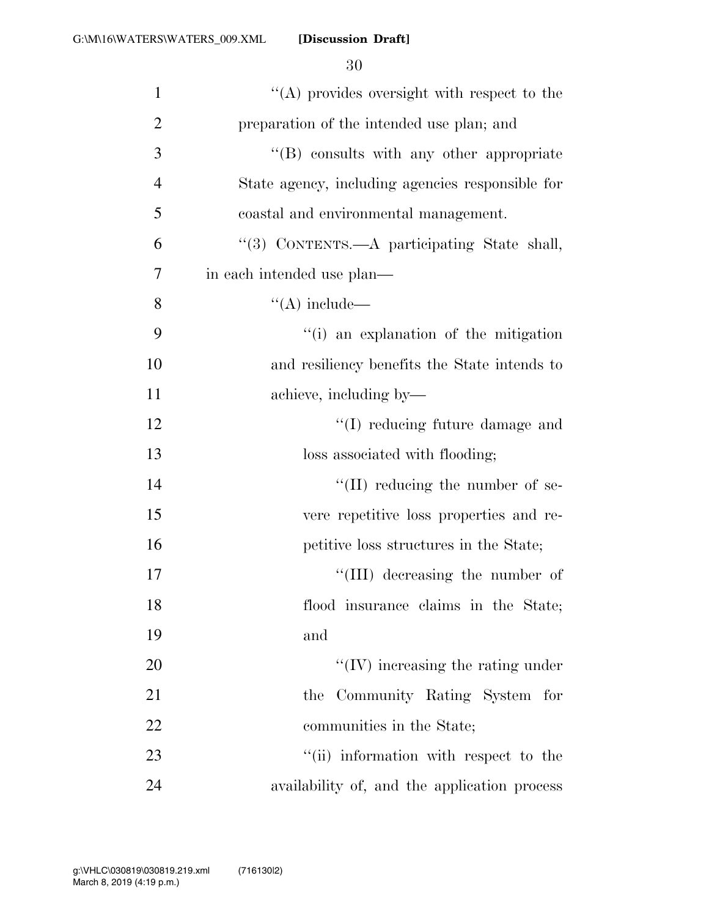''(A) provides oversight with respect to the preparation of the intended use plan; and

''(B) consults with any other appropriate State agency, including agencies responsible for coastal and environmental management.

''(3) CONTENTS.—A participating State shall, in each intended use plan—

''(A) include—

''(i) an explanation of the mitigation and resiliency benefits the State intends to achieve, including by—

''(I) reducing future damage and loss associated with flooding;

''(II) reducing the number of severe repetitive loss properties and repetitive loss structures in the State;

''(III) decreasing the number of flood insurance claims in the State; and

''(IV) increasing the rating under the Community Rating System for communities in the State;

''(ii) information with respect to the availability of, and the application process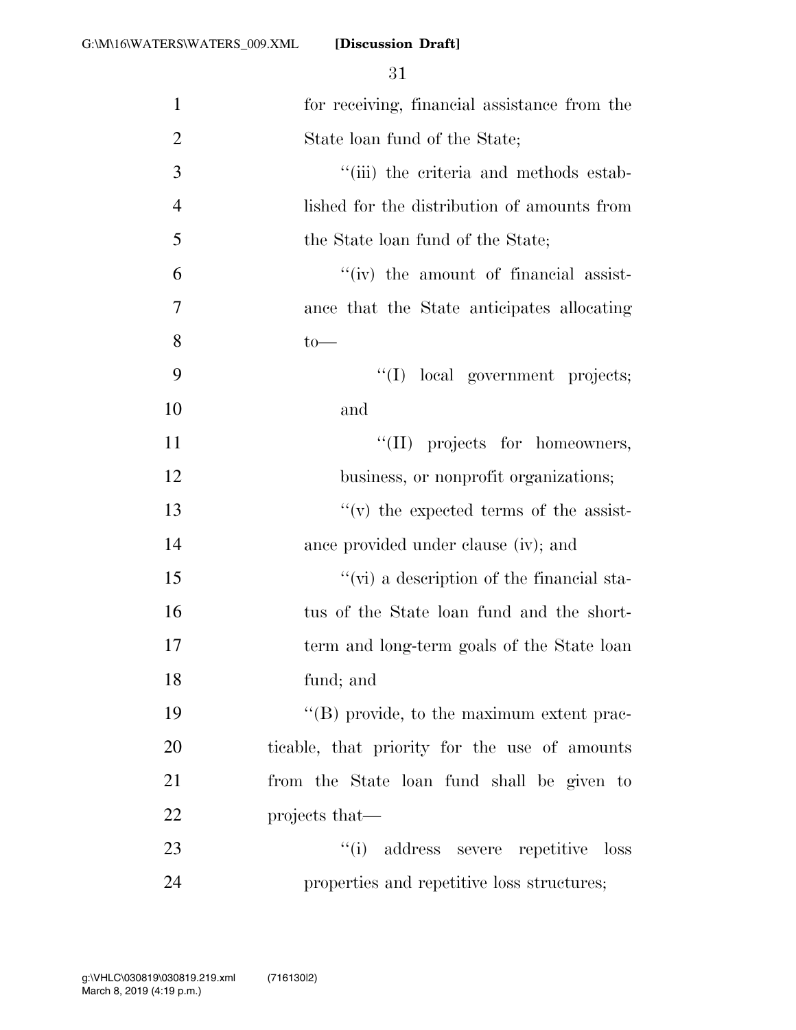for receiving, financial assistance from the State loan fund of the State;

''(iii) the criteria and methods established for the distribution of amounts from the State loan fund of the State;

''(iv) the amount of financial assistance that the State anticipates allocating to—

''(I) local government projects; and

''(II) projects for homeowners, business, or nonprofit organizations;

''(v) the expected terms of the assistance provided under clause (iv); and

''(vi) a description of the financial status of the State loan fund and the short-term and long-term goals of the State loan fund; and

''(B) provide, to the maximum extent practicable, that priority for the use of amounts from the State loan fund shall be given to projects that—

''(i) address severe repetitive loss properties and repetitive loss structures;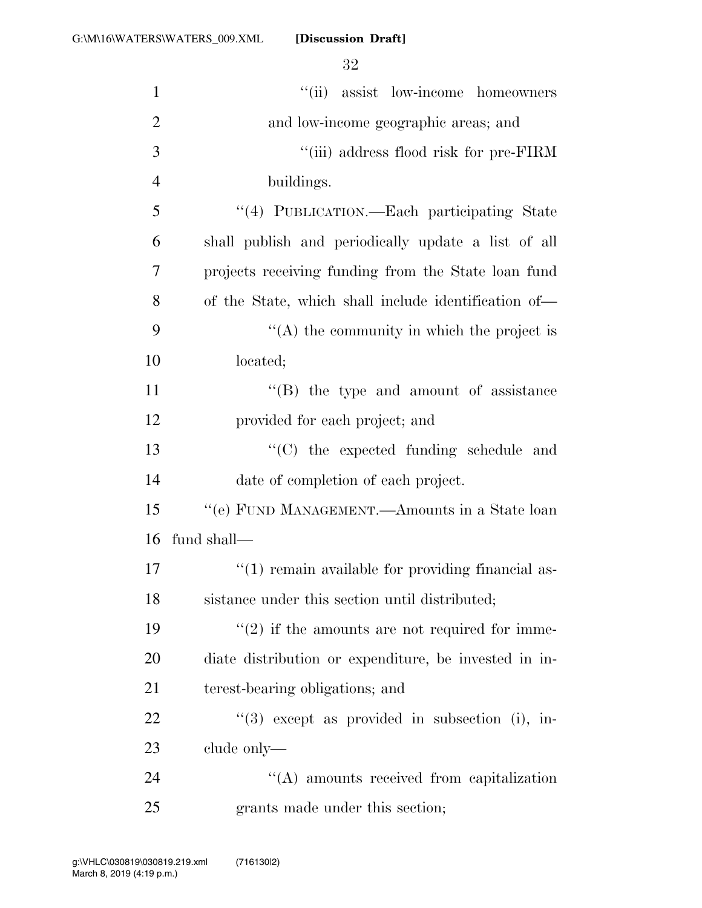"(ii) assist low-income homeowners and low-income geographic areas; and

"(iii) address flood risk for pre-FIRM buildings.

"(4) PUBLICATION.—Each participating State shall publish and periodically update a list of all projects receiving funding from the State loan fund of the State, which shall include identification of—

"(A) the community in which the project is located;

"(B) the type and amount of assistance provided for each project; and

"(C) the expected funding schedule and date of completion of each project.

"(e) FUND MANAGEMENT.—Amounts in a State loan fund shall—

"(1) remain available for providing financial assistance under this section until distributed;

"(2) if the amounts are not required for immediate distribution or expenditure, be invested in interest-bearing obligations; and

"(3) except as provided in subsection (i), include only—

"(A) amounts received from capitalization grants made under this section;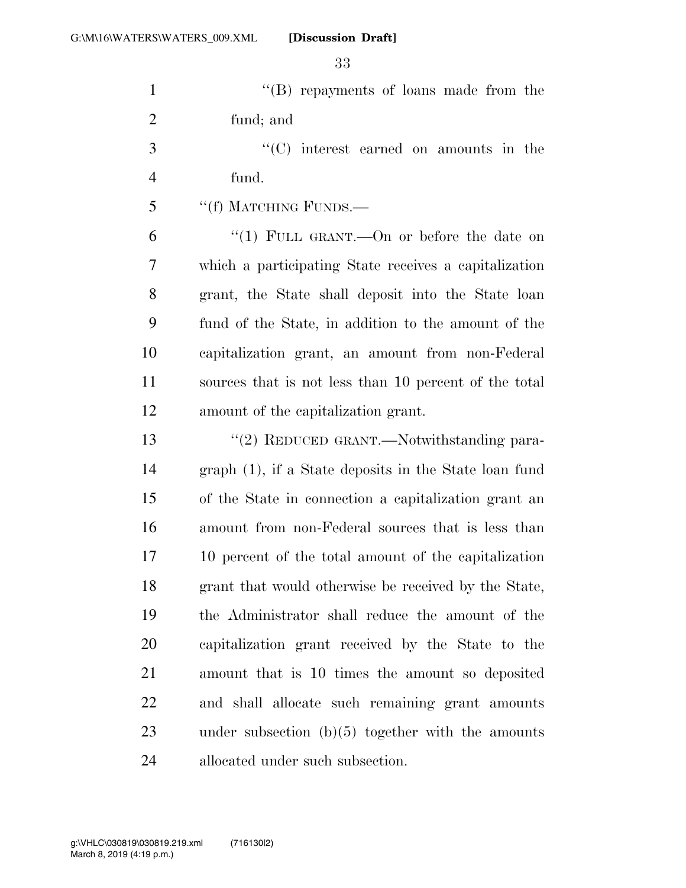"(B) repayments of loans made from the fund; and

"(C) interest earned on amounts in the fund.

"(f) MATCHING FUNDS.—

"(1) FULL GRANT.—On or before the date on which a participating State receives a capitalization grant, the State shall deposit into the State loan fund of the State, in addition to the amount of the capitalization grant, an amount from non-Federal sources that is not less than 10 percent of the total amount of the capitalization grant.

"(2) REDUCED GRANT.—Notwithstanding paragraph (1), if a State deposits in the State loan fund of the State in connection a capitalization grant an amount from non-Federal sources that is less than 10 percent of the total amount of the capitalization grant that would otherwise be received by the State, the Administrator shall reduce the amount of the capitalization grant received by the State to the amount that is 10 times the amount so deposited and shall allocate such remaining grant amounts under subsection (b)(5) together with the amounts allocated under such subsection.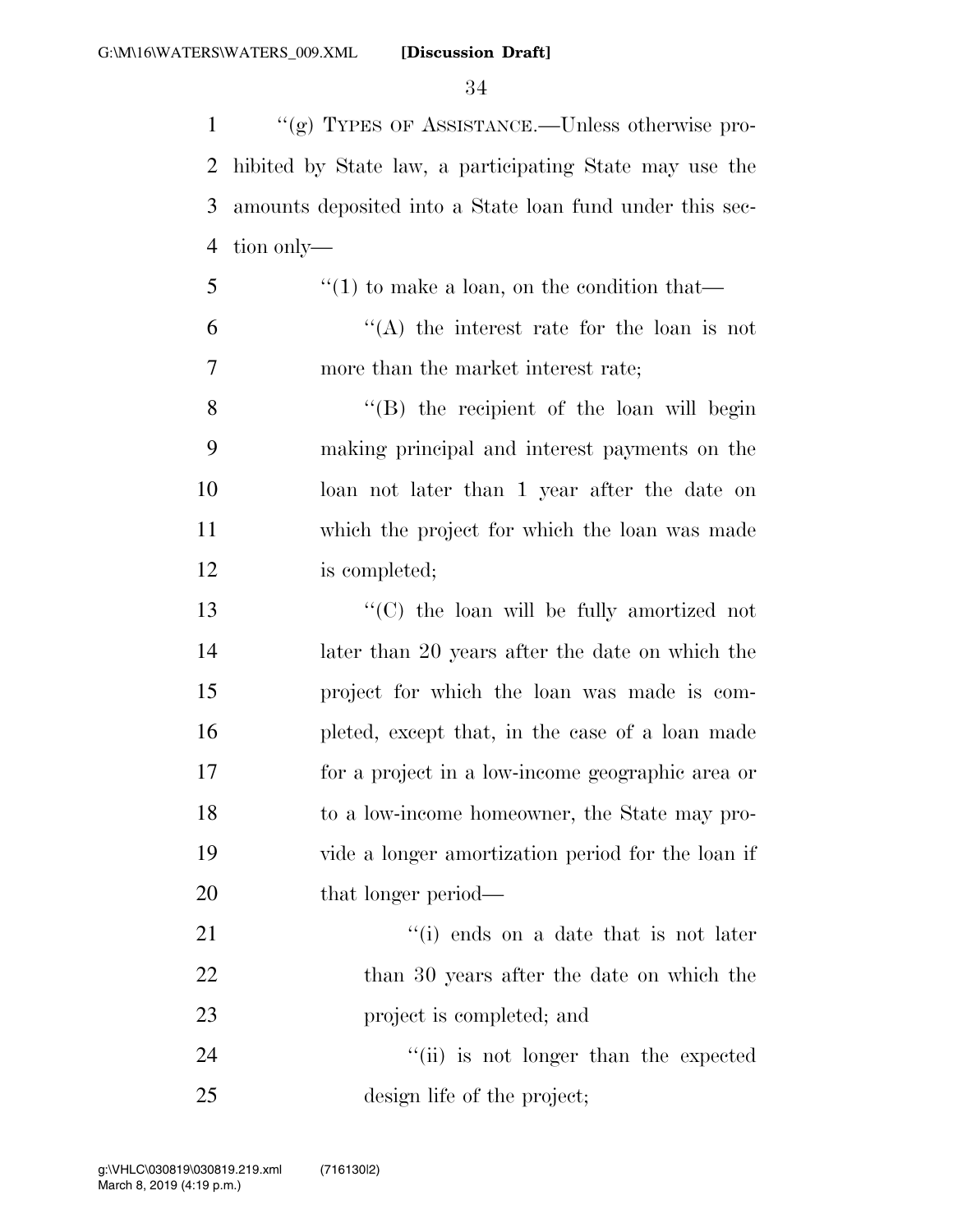"(g) TYPES OF ASSISTANCE.—Unless otherwise prohibited by State law, a participating State may use the amounts deposited into a State loan fund under this section only—

"(1) to make a loan, on the condition that—

"(A) the interest rate for the loan is not more than the market interest rate;

"(B) the recipient of the loan will begin making principal and interest payments on the loan not later than 1 year after the date on which the project for which the loan was made is completed;

"(C) the loan will be fully amortized not later than 20 years after the date on which the project for which the loan was made is completed, except that, in the case of a loan made for a project in a low-income geographic area or to a low-income homeowner, the State may provide a longer amortization period for the loan if that longer period—

"(i) ends on a date that is not later than 30 years after the date on which the project is completed; and

"(ii) is not longer than the expected design life of the project;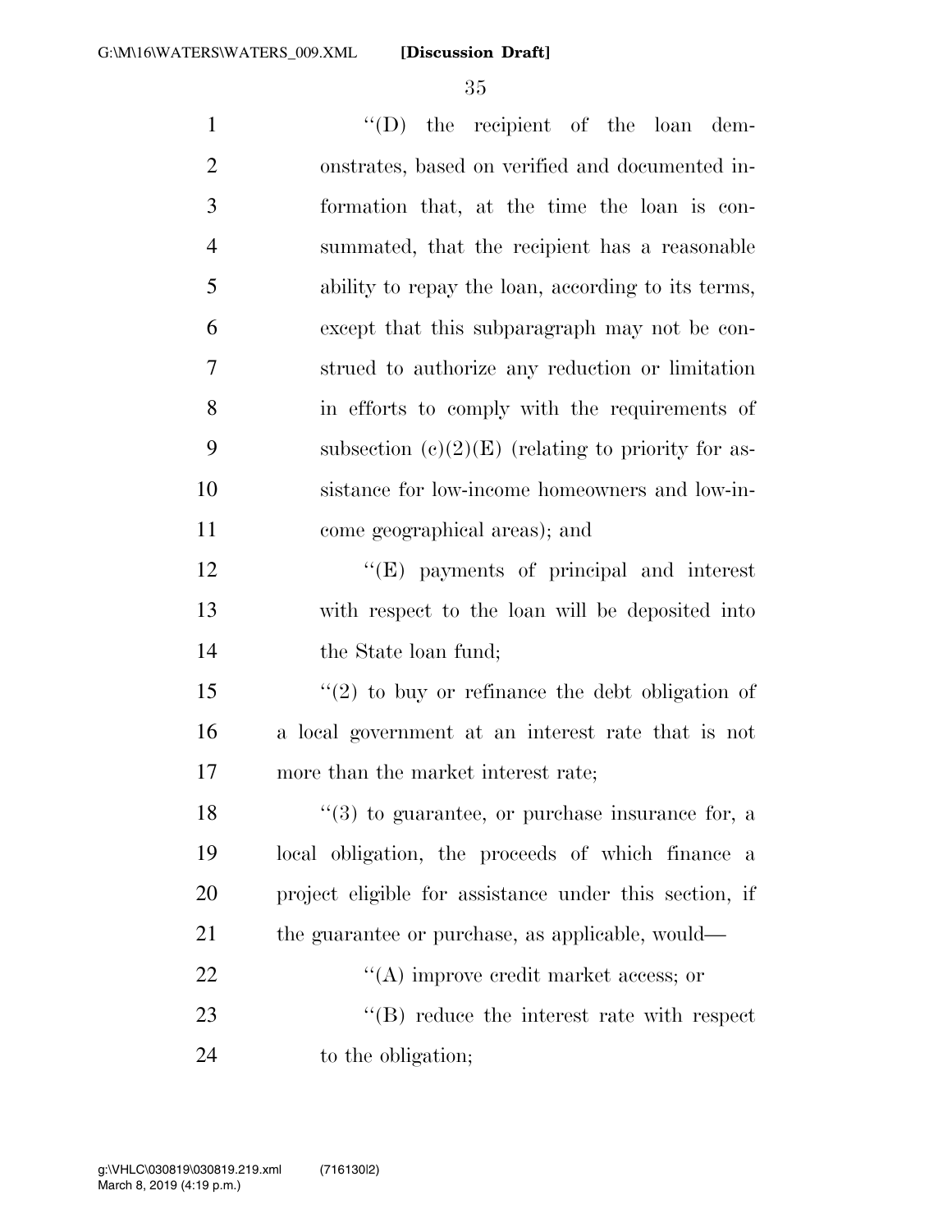"(D) the recipient of the loan demonstrates, based on verified and documented information that, at the time the loan is consummated, that the recipient has a reasonable ability to repay the loan, according to its terms, except that this subparagraph may not be construed to authorize any reduction or limitation in efforts to comply with the requirements of subsection (c)(2)(E) (relating to priority for assistance for low-income homeowners and low-income geographical areas); and

"(E) payments of principal and interest with respect to the loan will be deposited into the State loan fund;

"(2) to buy or refinance the debt obligation of a local government at an interest rate that is not more than the market interest rate;

"(3) to guarantee, or purchase insurance for, a local obligation, the proceeds of which finance a project eligible for assistance under this section, if the guarantee or purchase, as applicable, would—

"(A) improve credit market access; or

"(B) reduce the interest rate with respect to the obligation;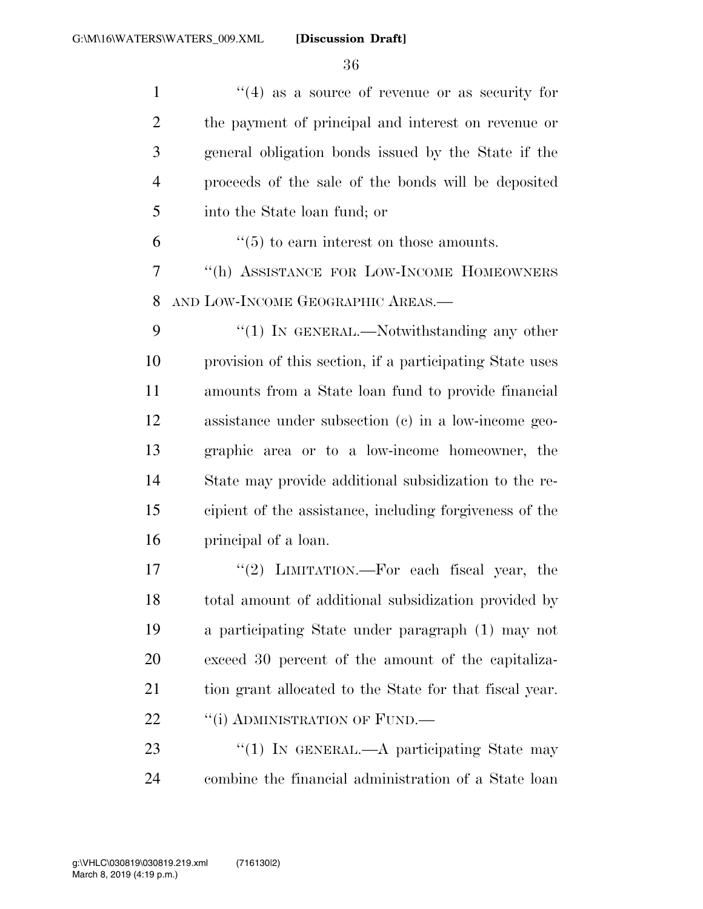"(4) as a source of revenue or as security for the payment of principal and interest on revenue or general obligation bonds issued by the State if the proceeds of the sale of the bonds will be deposited into the State loan fund; or

"(5) to earn interest on those amounts.

"(h) ASSISTANCE FOR LOW-INCOME HOMEOWNERS AND LOW-INCOME GEOGRAPHIC AREAS.—

"(1) IN GENERAL.—Notwithstanding any other provision of this section, if a participating State uses amounts from a State loan fund to provide financial assistance under subsection (c) in a low-income geographic area or to a low-income homeowner, the State may provide additional subsidization to the recipient of the assistance, including forgiveness of the principal of a loan.

"(2) LIMITATION.—For each fiscal year, the total amount of additional subsidization provided by a participating State under paragraph (1) may not exceed 30 percent of the amount of the capitalization grant allocated to the State for that fiscal year.

"(i) ADMINISTRATION OF FUND.—

"(1) IN GENERAL.—A participating State may combine the financial administration of a State loan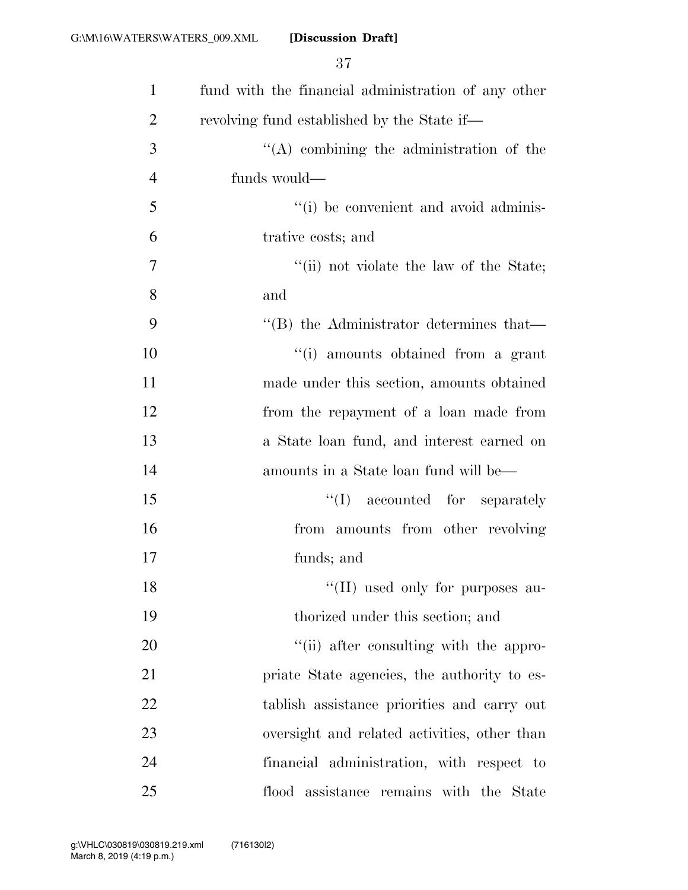fund with the financial administration of any other revolving fund established by the State if—

''(A) combining the administration of the funds would—

''(i) be convenient and avoid administrative costs; and

''(ii) not violate the law of the State; and

''(B) the Administrator determines that—

''(i) amounts obtained from a grant made under this section, amounts obtained from the repayment of a loan made from a State loan fund, and interest earned on amounts in a State loan fund will be—

''(I) accounted for separately from amounts from other revolving funds; and

''(II) used only for purposes authorized under this section; and

''(ii) after consulting with the appropriate State agencies, the authority to establish assistance priorities and carry out oversight and related activities, other than financial administration, with respect to flood assistance remains with the State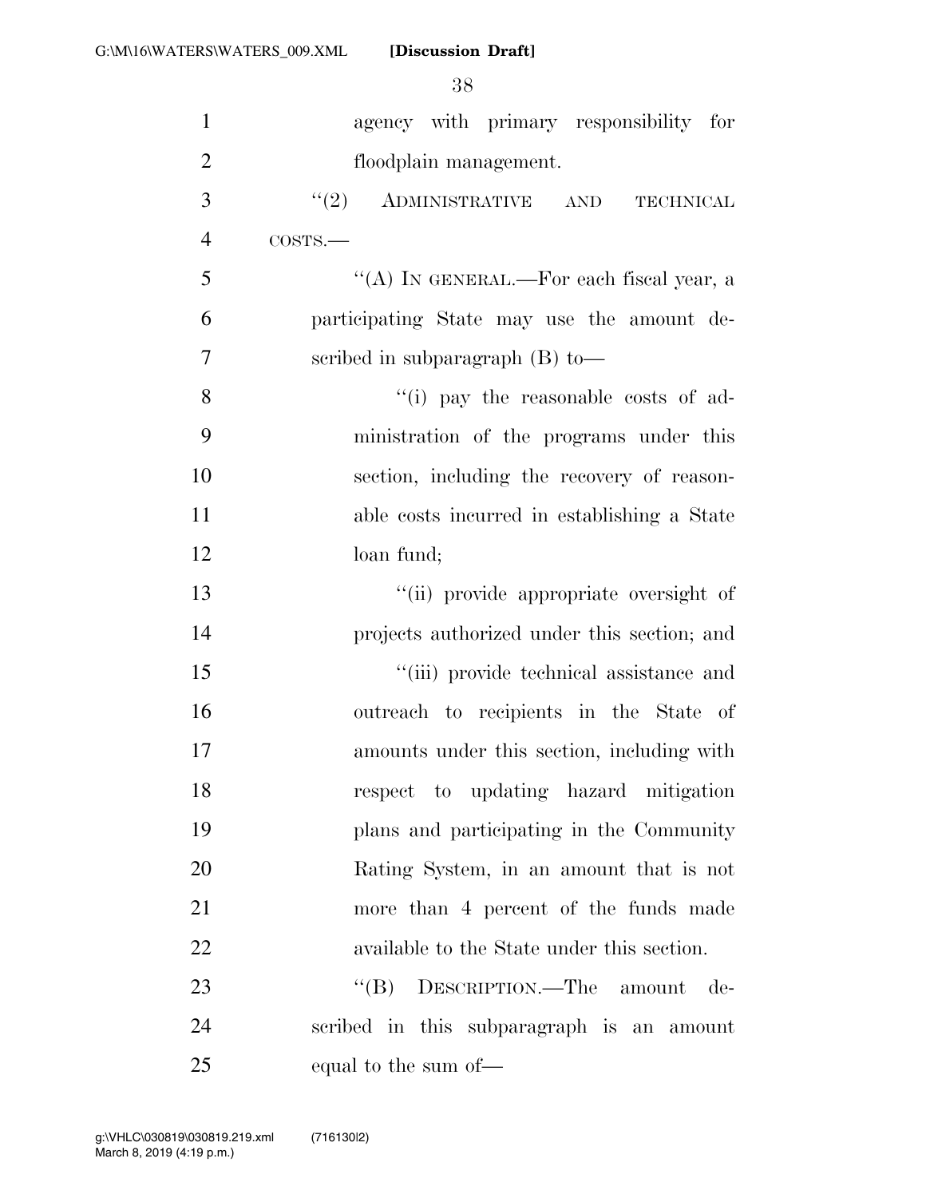agency with primary responsibility for floodplain management.

"(2) ADMINISTRATIVE AND TECHNICAL COSTS.—

"(A) IN GENERAL.—For each fiscal year, a participating State may use the amount described in subparagraph (B) to—

"(i) pay the reasonable costs of administration of the programs under this section, including the recovery of reasonable costs incurred in establishing a State loan fund;

"(ii) provide appropriate oversight of projects authorized under this section; and

"(iii) provide technical assistance and outreach to recipients in the State of amounts under this section, including with respect to updating hazard mitigation plans and participating in the Community Rating System, in an amount that is not more than 4 percent of the funds made available to the State under this section.

"(B) DESCRIPTION.—The amount described in this subparagraph is an amount equal to the sum of—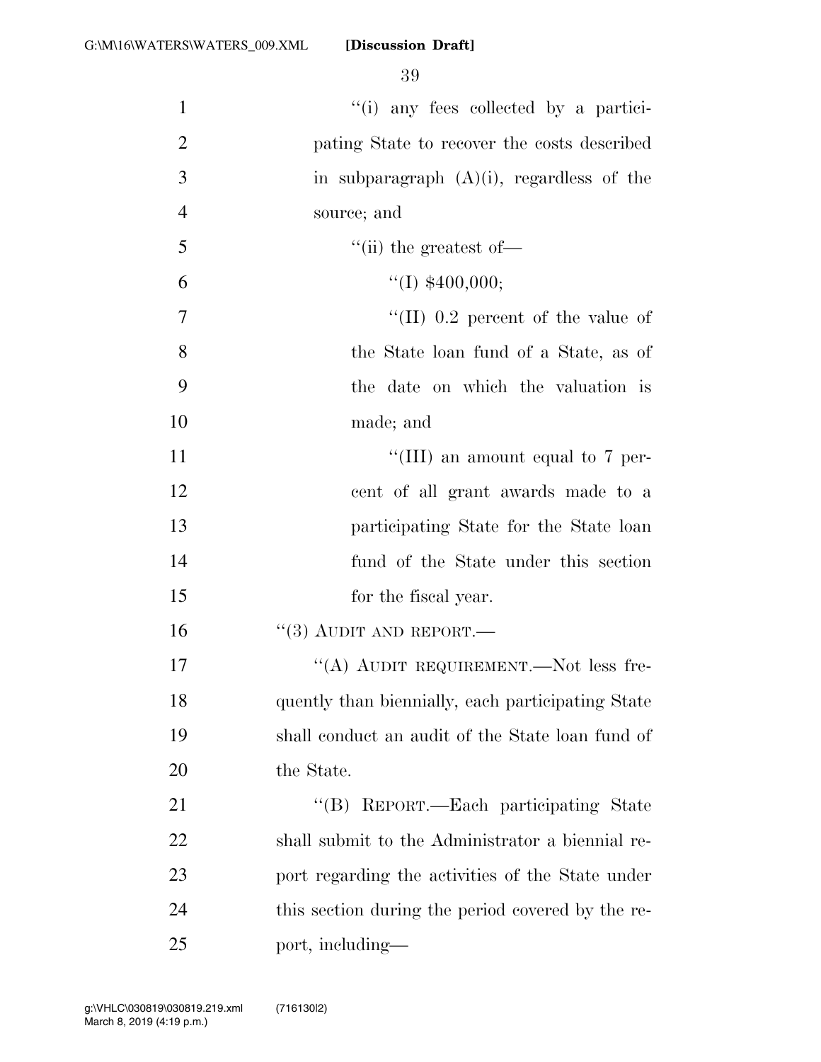''(i) any fees collected by a participating State to recover the costs described in subparagraph (A)(i), regardless of the source; and

''(ii) the greatest of—

''(I) $400,000;

''(II) 0.2 percent of the value of the State loan fund of a State, as of the date on which the valuation is made; and

''(III) an amount equal to 7 percent of all grant awards made to a participating State for the State loan fund of the State under this section for the fiscal year.

''(3) AUDIT AND REPORT.—

''(A) AUDIT REQUIREMENT.—Not less frequently than biennially, each participating State shall conduct an audit of the State loan fund of the State.

''(B) REPORT.—Each participating State shall submit to the Administrator a biennial report regarding the activities of the State under this section during the period covered by the report, including—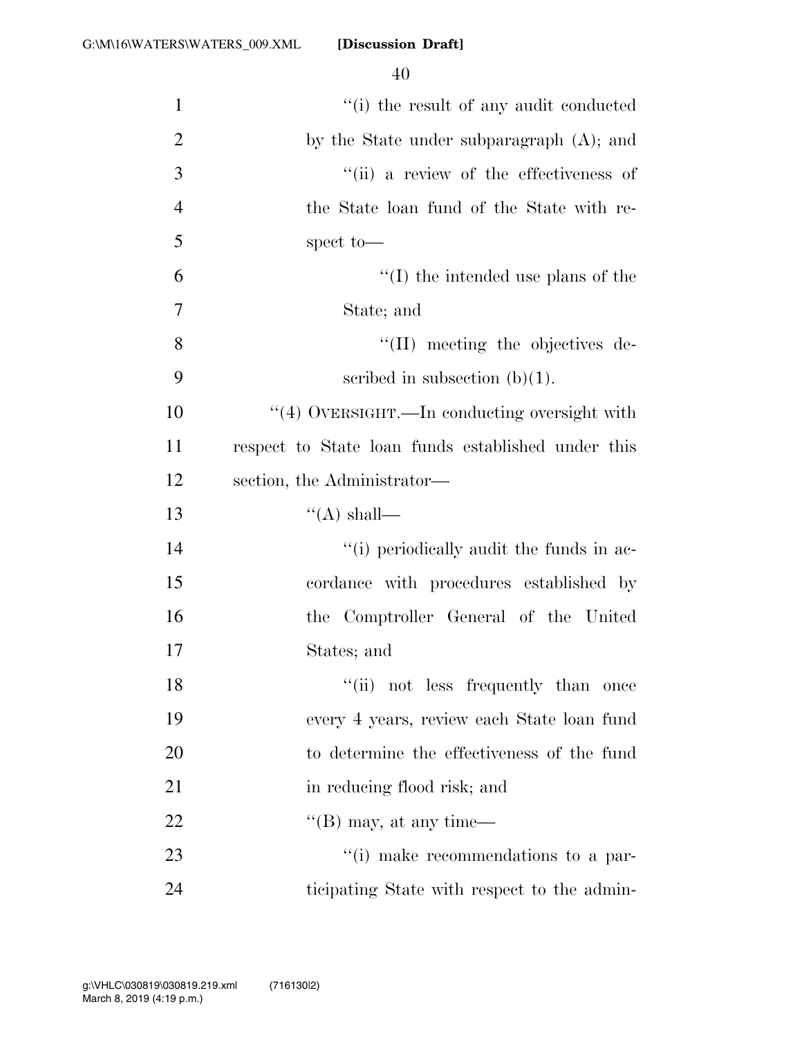''(i) the result of any audit conducted by the State under subparagraph (A); and

''(ii) a review of the effectiveness of the State loan fund of the State with respect to—

''(I) the intended use plans of the State; and

''(II) meeting the objectives described in subsection (b)(1).

''(4) OVERSIGHT.—In conducting oversight with respect to State loan funds established under this section, the Administrator—

''(A) shall—

''(i) periodically audit the funds in accordance with procedures established by the Comptroller General of the United States; and

''(ii) not less frequently than once every 4 years, review each State loan fund to determine the effectiveness of the fund in reducing flood risk; and

''(B) may, at any time—

''(i) make recommendations to a participating State with respect to the admin-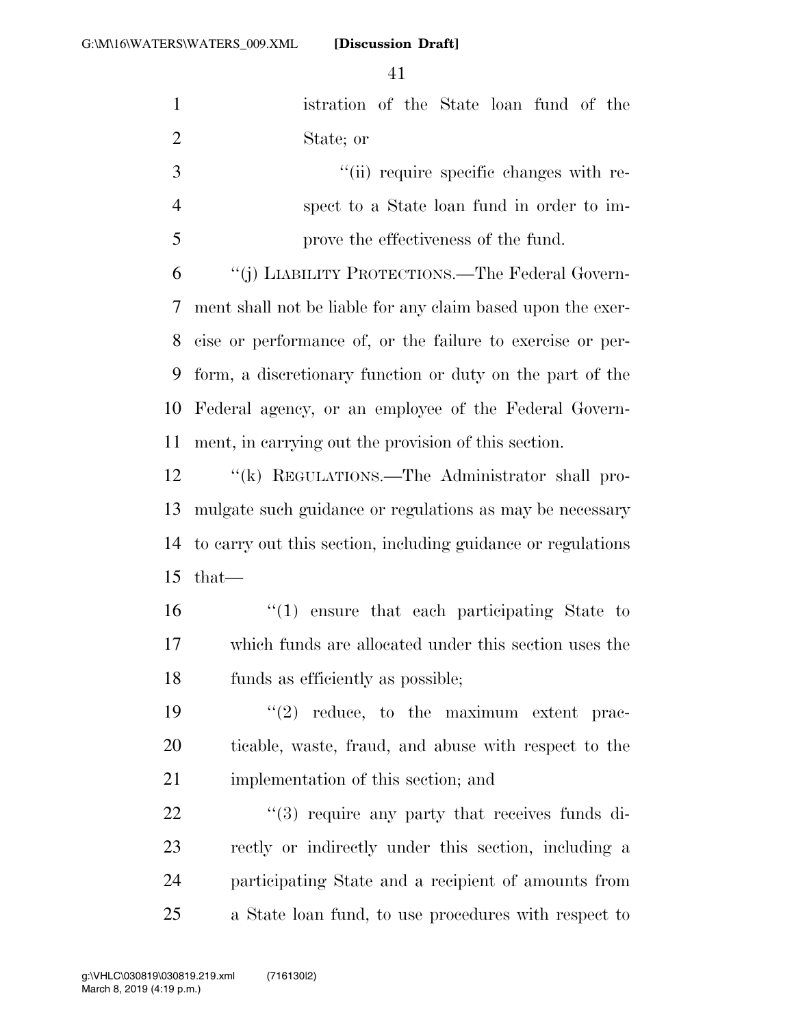istration of the State loan fund of the State; or

"(ii) require specific changes with respect to a State loan fund in order to improve the effectiveness of the fund.

"(j) LIABILITY PROTECTIONS.—The Federal Government shall not be liable for any claim based upon the exercise or performance of, or the failure to exercise or perform, a discretionary function or duty on the part of the Federal agency, or an employee of the Federal Government, in carrying out the provision of this section.

"(k) REGULATIONS.—The Administrator shall promulgate such guidance or regulations as may be necessary to carry out this section, including guidance or regulations that—

"(1) ensure that each participating State to which funds are allocated under this section uses the funds as efficiently as possible;

"(2) reduce, to the maximum extent practicable, waste, fraud, and abuse with respect to the implementation of this section; and

"(3) require any party that receives funds directly or indirectly under this section, including a participating State and a recipient of amounts from a State loan fund, to use procedures with respect to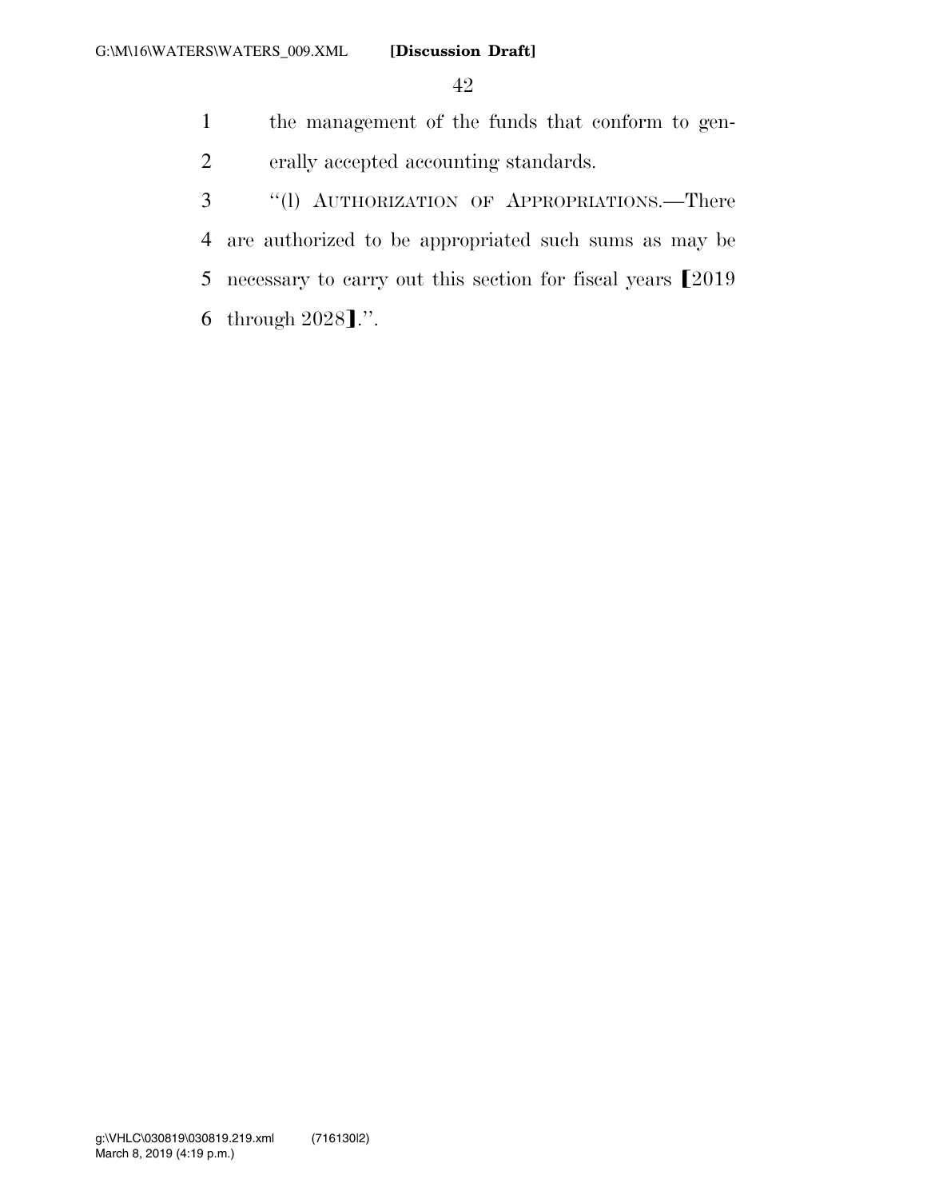the management of the funds that conform to generally accepted accounting standards.

"(l) AUTHORIZATION OF APPROPRIATIONS.—There are authorized to be appropriated such sums as may be necessary to carry out this section for fiscal years ⟦2019 through 2028⟧.".